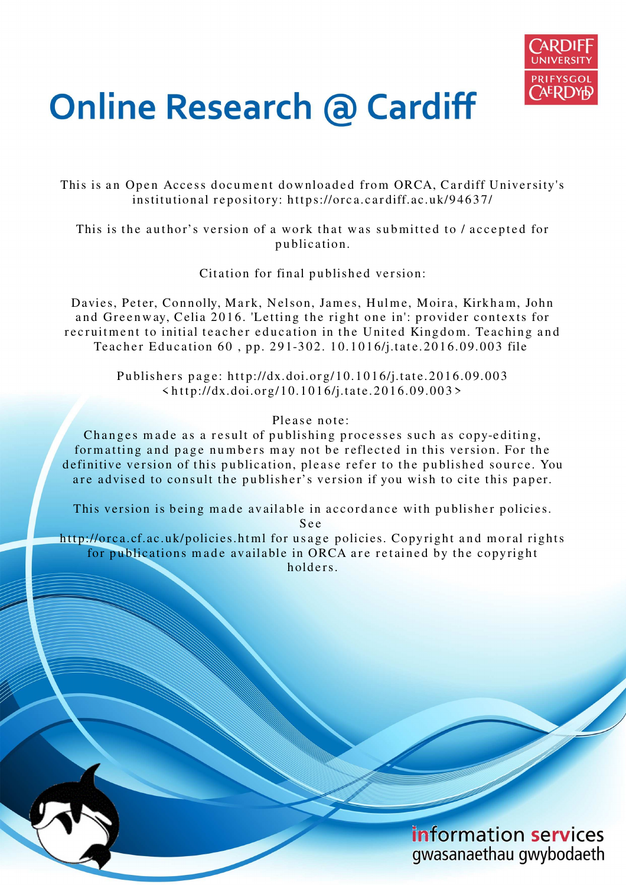# Online Research @ Cardiff

This is an Open Access document downloaded from ORCA, Cardiff University's institutional repository: https://orca.cardiff.ac.uk/94637/

This is the author's version of a work that was submitted to / accepted for publication.

Citation for final published version:

Davies, Peter, Connolly, Mark, Nelson, James, Hulme, Moira, Kirkham, John and Greenway, Celia 2016. 'Letting the right one in': provider contexts for recruitment to initial teacher education in the United Kingdom. Teaching and Teacher Education 60 , pp. 291-302. 10.1016/j.tate.2016.09.003 file

Publishers page: http://dx.doi.org/10.1016/j.tate.2016.09.003 <http://dx.doi.org/10.1016/j.tate.2016.09.003>

Please note:
Changes made as a result of publishing processes such as copy-editing, formatting and page numbers may not be reflected in this version. For the definitive version of this publication, please refer to the published source. You are advised to consult the publisher's version if you wish to cite this paper.

This version is being made available in accordance with publisher policies. See
http://orca.cf.ac.uk/policies.html for usage policies. Copyright and moral rights for publications made available in ORCA are retained by the copyright holders.

information services
gwasanaethau gwybodaeth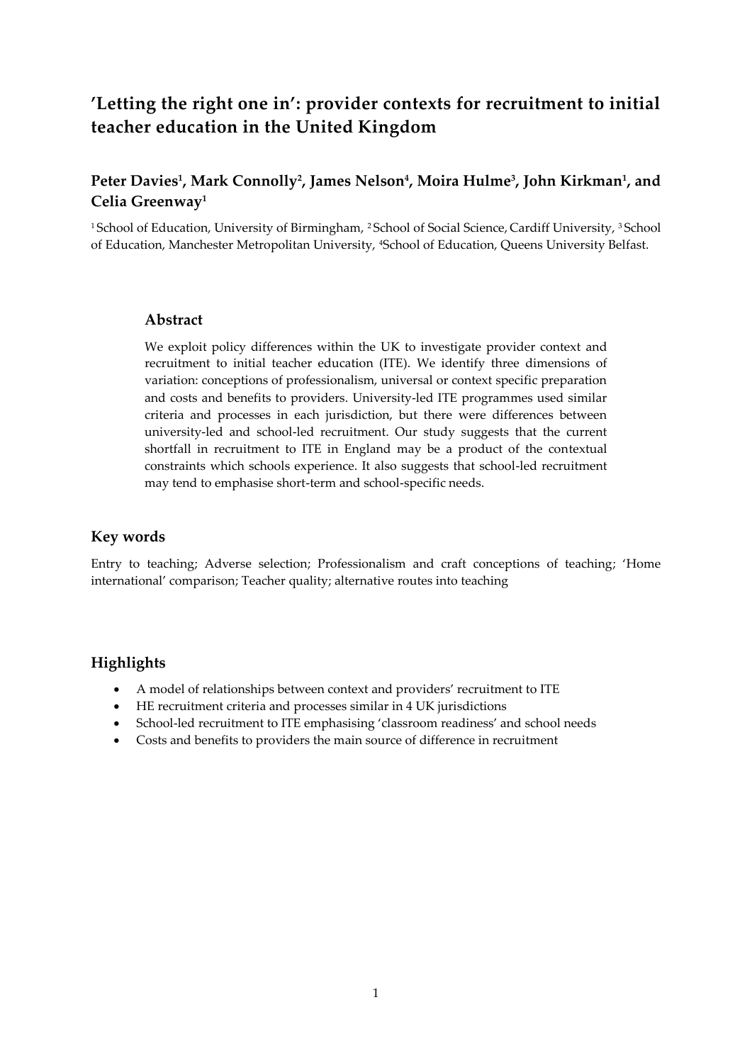# 'Letting the right one in': provider contexts for recruitment to initial teacher education in the United Kingdom

**Peter Davies[1], Mark Connolly[2], James Nelson[4], Moira Hulme[3], John Kirkman[1], and Celia Greenway[1]**

[1] School of Education, University of Birmingham, [2] School of Social Science, Cardiff University, [3] School of Education, Manchester Metropolitan University, [4] School of Education, Queens University Belfast.

## Abstract

We exploit policy differences within the UK to investigate provider context and recruitment to initial teacher education (ITE). We identify three dimensions of variation: conceptions of professionalism, universal or context specific preparation and costs and benefits to providers. University-led ITE programmes used similar criteria and processes in each jurisdiction, but there were differences between university-led and school-led recruitment. Our study suggests that the current shortfall in recruitment to ITE in England may be a product of the contextual constraints which schools experience. It also suggests that school-led recruitment may tend to emphasise short-term and school-specific needs.

## Key words

Entry to teaching; Adverse selection; Professionalism and craft conceptions of teaching; 'Home international' comparison; Teacher quality; alternative routes into teaching

## Highlights

- A model of relationships between context and providers' recruitment to ITE
- HE recruitment criteria and processes similar in 4 UK jurisdictions
- School-led recruitment to ITE emphasising 'classroom readiness' and school needs
- Costs and benefits to providers the main source of difference in recruitment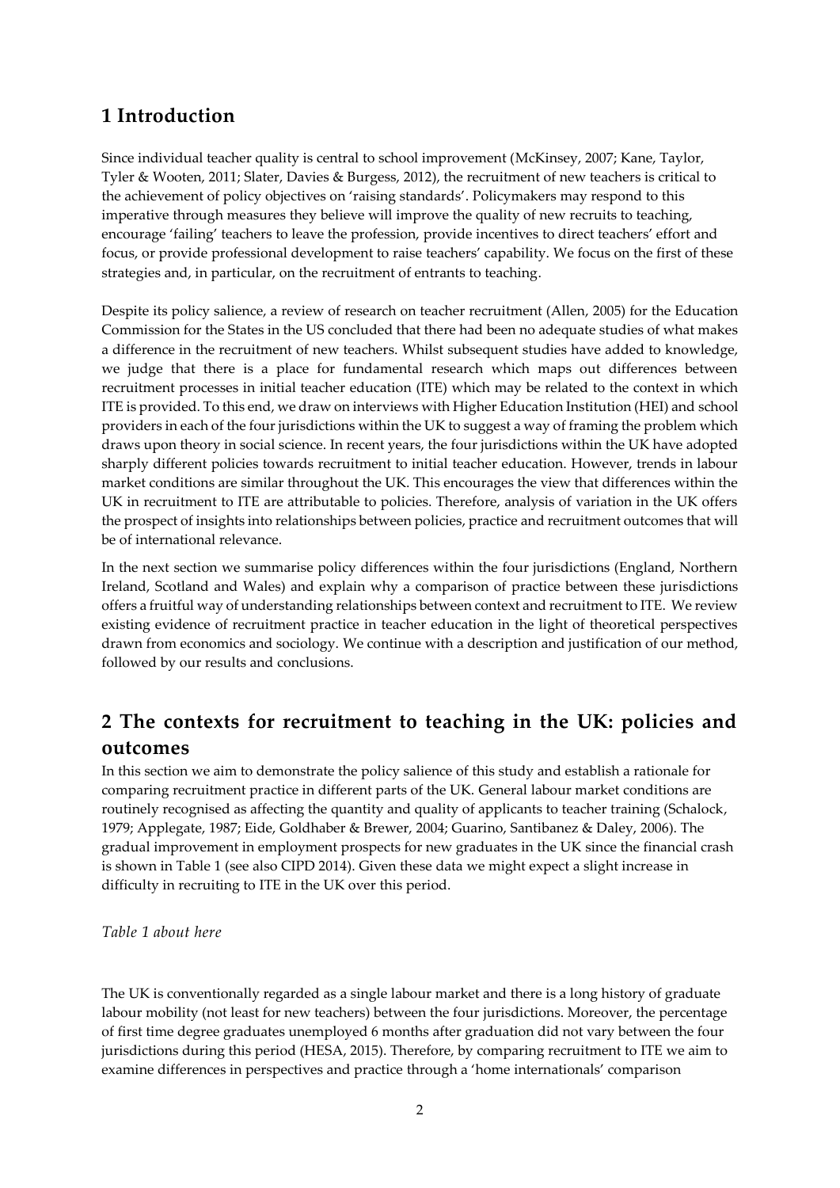# 1 Introduction

Since individual teacher quality is central to school improvement (McKinsey, 2007; Kane, Taylor, Tyler & Wooten, 2011; Slater, Davies & Burgess, 2012), the recruitment of new teachers is critical to the achievement of policy objectives on 'raising standards'. Policymakers may respond to this imperative through measures they believe will improve the quality of new recruits to teaching, encourage 'failing' teachers to leave the profession, provide incentives to direct teachers' effort and focus, or provide professional development to raise teachers' capability. We focus on the first of these strategies and, in particular, on the recruitment of entrants to teaching.

Despite its policy salience, a review of research on teacher recruitment (Allen, 2005) for the Education Commission for the States in the US concluded that there had been no adequate studies of what makes a difference in the recruitment of new teachers. Whilst subsequent studies have added to knowledge, we judge that there is a place for fundamental research which maps out differences between recruitment processes in initial teacher education (ITE) which may be related to the context in which ITE is provided. To this end, we draw on interviews with Higher Education Institution (HEI) and school providers in each of the four jurisdictions within the UK to suggest a way of framing the problem which draws upon theory in social science. In recent years, the four jurisdictions within the UK have adopted sharply different policies towards recruitment to initial teacher education. However, trends in labour market conditions are similar throughout the UK. This encourages the view that differences within the UK in recruitment to ITE are attributable to policies. Therefore, analysis of variation in the UK offers the prospect of insights into relationships between policies, practice and recruitment outcomes that will be of international relevance.

In the next section we summarise policy differences within the four jurisdictions (England, Northern Ireland, Scotland and Wales) and explain why a comparison of practice between these jurisdictions offers a fruitful way of understanding relationships between context and recruitment to ITE. We review existing evidence of recruitment practice in teacher education in the light of theoretical perspectives drawn from economics and sociology. We continue with a description and justification of our method, followed by our results and conclusions.

# 2 The contexts for recruitment to teaching in the UK: policies and outcomes

In this section we aim to demonstrate the policy salience of this study and establish a rationale for comparing recruitment practice in different parts of the UK. General labour market conditions are routinely recognised as affecting the quantity and quality of applicants to teacher training (Schalock, 1979; Applegate, 1987; Eide, Goldhaber & Brewer, 2004; Guarino, Santibanez & Daley, 2006). The gradual improvement in employment prospects for new graduates in the UK since the financial crash is shown in Table 1 (see also CIPD 2014). Given these data we might expect a slight increase in difficulty in recruiting to ITE in the UK over this period.

*Table 1 about here*

The UK is conventionally regarded as a single labour market and there is a long history of graduate labour mobility (not least for new teachers) between the four jurisdictions. Moreover, the percentage of first time degree graduates unemployed 6 months after graduation did not vary between the four jurisdictions during this period (HESA, 2015). Therefore, by comparing recruitment to ITE we aim to examine differences in perspectives and practice through a 'home internationals' comparison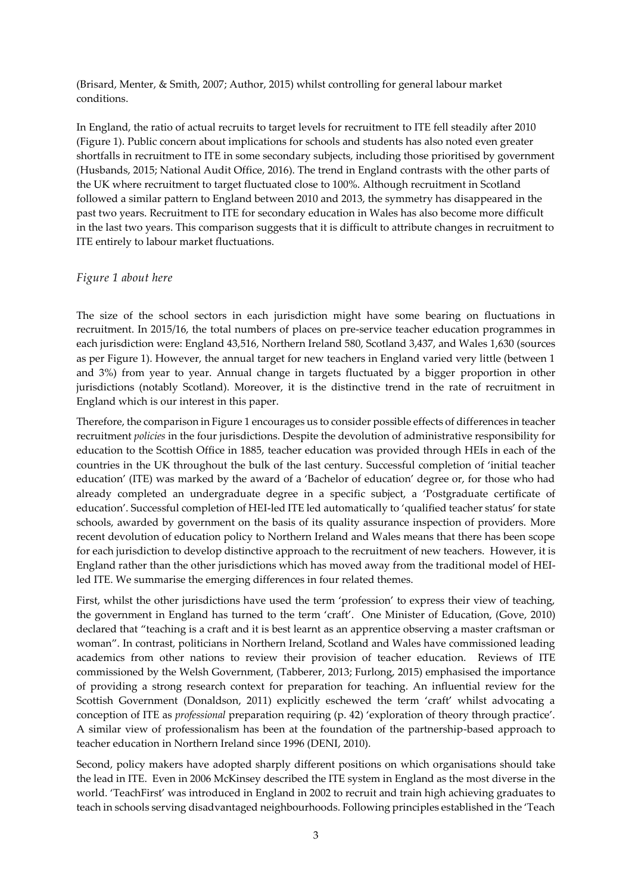(Brisard, Menter, & Smith, 2007; Author, 2015) whilst controlling for general labour market conditions.

In England, the ratio of actual recruits to target levels for recruitment to ITE fell steadily after 2010 (Figure 1). Public concern about implications for schools and students has also noted even greater shortfalls in recruitment to ITE in some secondary subjects, including those prioritised by government (Husbands, 2015; National Audit Office, 2016). The trend in England contrasts with the other parts of the UK where recruitment to target fluctuated close to 100%. Although recruitment in Scotland followed a similar pattern to England between 2010 and 2013, the symmetry has disappeared in the past two years. Recruitment to ITE for secondary education in Wales has also become more difficult in the last two years. This comparison suggests that it is difficult to attribute changes in recruitment to ITE entirely to labour market fluctuations.

*Figure 1 about here*

The size of the school sectors in each jurisdiction might have some bearing on fluctuations in recruitment. In 2015/16, the total numbers of places on pre-service teacher education programmes in each jurisdiction were: England 43,516, Northern Ireland 580, Scotland 3,437, and Wales 1,630 (sources as per Figure 1). However, the annual target for new teachers in England varied very little (between 1 and 3%) from year to year. Annual change in targets fluctuated by a bigger proportion in other jurisdictions (notably Scotland). Moreover, it is the distinctive trend in the rate of recruitment in England which is our interest in this paper.

Therefore, the comparison in Figure 1 encourages us to consider possible effects of differences in teacher recruitment *policies* in the four jurisdictions. Despite the devolution of administrative responsibility for education to the Scottish Office in 1885, teacher education was provided through HEIs in each of the countries in the UK throughout the bulk of the last century. Successful completion of 'initial teacher education' (ITE) was marked by the award of a 'Bachelor of education' degree or, for those who had already completed an undergraduate degree in a specific subject, a 'Postgraduate certificate of education'. Successful completion of HEI-led ITE led automatically to 'qualified teacher status' for state schools, awarded by government on the basis of its quality assurance inspection of providers. More recent devolution of education policy to Northern Ireland and Wales means that there has been scope for each jurisdiction to develop distinctive approach to the recruitment of new teachers. However, it is England rather than the other jurisdictions which has moved away from the traditional model of HEI-led ITE. We summarise the emerging differences in four related themes.

First, whilst the other jurisdictions have used the term 'profession' to express their view of teaching, the government in England has turned to the term 'craft'. One Minister of Education, (Gove, 2010) declared that "teaching is a craft and it is best learnt as an apprentice observing a master craftsman or woman". In contrast, politicians in Northern Ireland, Scotland and Wales have commissioned leading academics from other nations to review their provision of teacher education. Reviews of ITE commissioned by the Welsh Government, (Tabberer, 2013; Furlong, 2015) emphasised the importance of providing a strong research context for preparation for teaching. An influential review for the Scottish Government (Donaldson, 2011) explicitly eschewed the term 'craft' whilst advocating a conception of ITE as *professional* preparation requiring (p. 42) 'exploration of theory through practice'. A similar view of professionalism has been at the foundation of the partnership-based approach to teacher education in Northern Ireland since 1996 (DENI, 2010).

Second, policy makers have adopted sharply different positions on which organisations should take the lead in ITE. Even in 2006 McKinsey described the ITE system in England as the most diverse in the world. 'TeachFirst' was introduced in England in 2002 to recruit and train high achieving graduates to teach in schools serving disadvantaged neighbourhoods. Following principles established in the 'Teach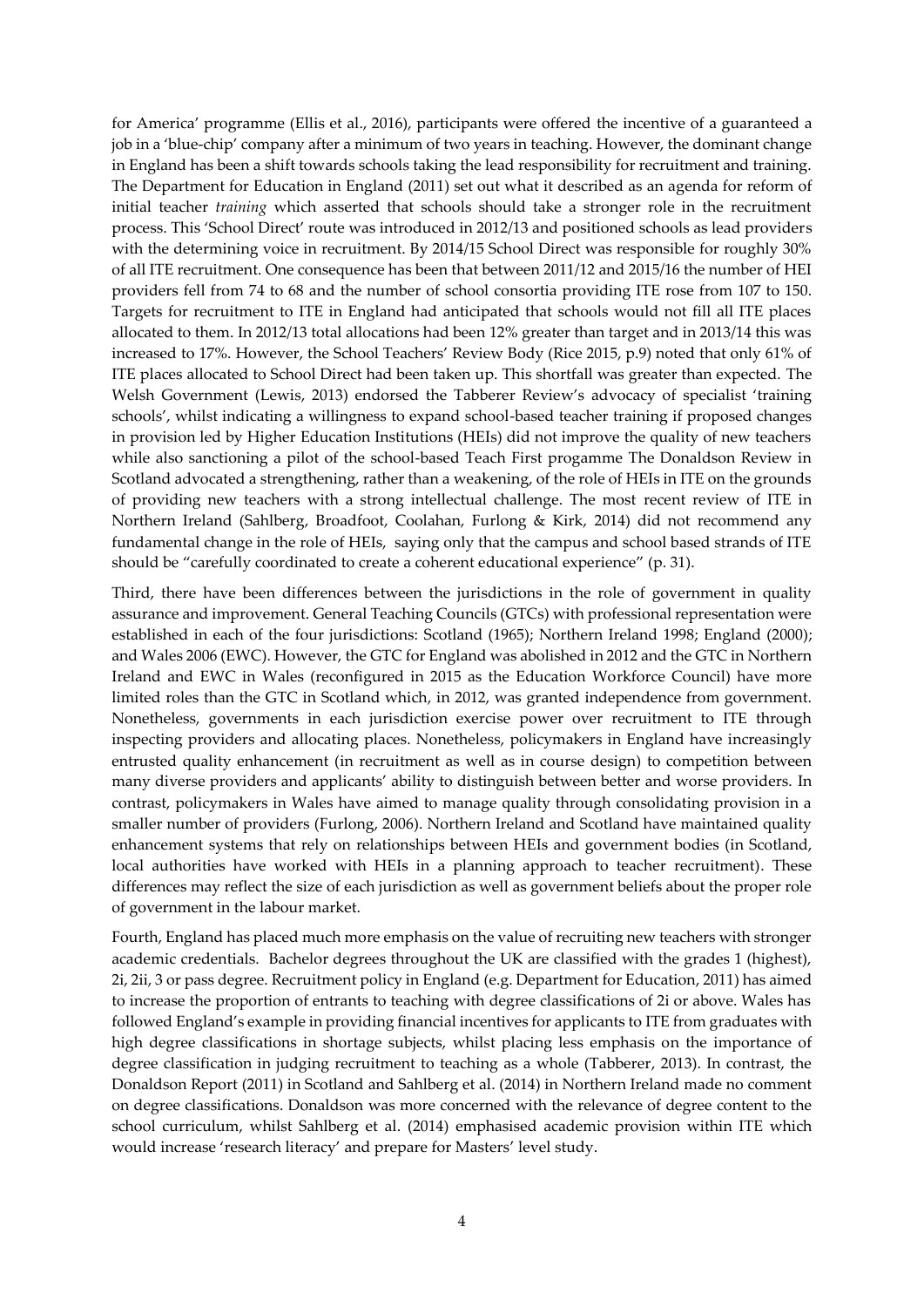for America' programme (Ellis et al., 2016), participants were offered the incentive of a guaranteed a job in a 'blue-chip' company after a minimum of two years in teaching. However, the dominant change in England has been a shift towards schools taking the lead responsibility for recruitment and training. The Department for Education in England (2011) set out what it described as an agenda for reform of initial teacher *training* which asserted that schools should take a stronger role in the recruitment process. This 'School Direct' route was introduced in 2012/13 and positioned schools as lead providers with the determining voice in recruitment. By 2014/15 School Direct was responsible for roughly 30% of all ITE recruitment. One consequence has been that between 2011/12 and 2015/16 the number of HEI providers fell from 74 to 68 and the number of school consortia providing ITE rose from 107 to 150. Targets for recruitment to ITE in England had anticipated that schools would not fill all ITE places allocated to them. In 2012/13 total allocations had been 12% greater than target and in 2013/14 this was increased to 17%. However, the School Teachers' Review Body (Rice 2015, p.9) noted that only 61% of ITE places allocated to School Direct had been taken up. This shortfall was greater than expected. The Welsh Government (Lewis, 2013) endorsed the Tabberer Review's advocacy of specialist 'training schools', whilst indicating a willingness to expand school-based teacher training if proposed changes in provision led by Higher Education Institutions (HEIs) did not improve the quality of new teachers while also sanctioning a pilot of the school-based Teach First progamme The Donaldson Review in Scotland advocated a strengthening, rather than a weakening, of the role of HEIs in ITE on the grounds of providing new teachers with a strong intellectual challenge. The most recent review of ITE in Northern Ireland (Sahlberg, Broadfoot, Coolahan, Furlong & Kirk, 2014) did not recommend any fundamental change in the role of HEIs, saying only that the campus and school based strands of ITE should be "carefully coordinated to create a coherent educational experience" (p. 31).

Third, there have been differences between the jurisdictions in the role of government in quality assurance and improvement. General Teaching Councils (GTCs) with professional representation were established in each of the four jurisdictions: Scotland (1965); Northern Ireland 1998; England (2000); and Wales 2006 (EWC). However, the GTC for England was abolished in 2012 and the GTC in Northern Ireland and EWC in Wales (reconfigured in 2015 as the Education Workforce Council) have more limited roles than the GTC in Scotland which, in 2012, was granted independence from government. Nonetheless, governments in each jurisdiction exercise power over recruitment to ITE through inspecting providers and allocating places. Nonetheless, policymakers in England have increasingly entrusted quality enhancement (in recruitment as well as in course design) to competition between many diverse providers and applicants' ability to distinguish between better and worse providers. In contrast, policymakers in Wales have aimed to manage quality through consolidating provision in a smaller number of providers (Furlong, 2006). Northern Ireland and Scotland have maintained quality enhancement systems that rely on relationships between HEIs and government bodies (in Scotland, local authorities have worked with HEIs in a planning approach to teacher recruitment). These differences may reflect the size of each jurisdiction as well as government beliefs about the proper role of government in the labour market.

Fourth, England has placed much more emphasis on the value of recruiting new teachers with stronger academic credentials. Bachelor degrees throughout the UK are classified with the grades 1 (highest), 2i, 2ii, 3 or pass degree. Recruitment policy in England (e.g. Department for Education, 2011) has aimed to increase the proportion of entrants to teaching with degree classifications of 2i or above. Wales has followed England's example in providing financial incentives for applicants to ITE from graduates with high degree classifications in shortage subjects, whilst placing less emphasis on the importance of degree classification in judging recruitment to teaching as a whole (Tabberer, 2013). In contrast, the Donaldson Report (2011) in Scotland and Sahlberg et al. (2014) in Northern Ireland made no comment on degree classifications. Donaldson was more concerned with the relevance of degree content to the school curriculum, whilst Sahlberg et al. (2014) emphasised academic provision within ITE which would increase 'research literacy' and prepare for Masters' level study.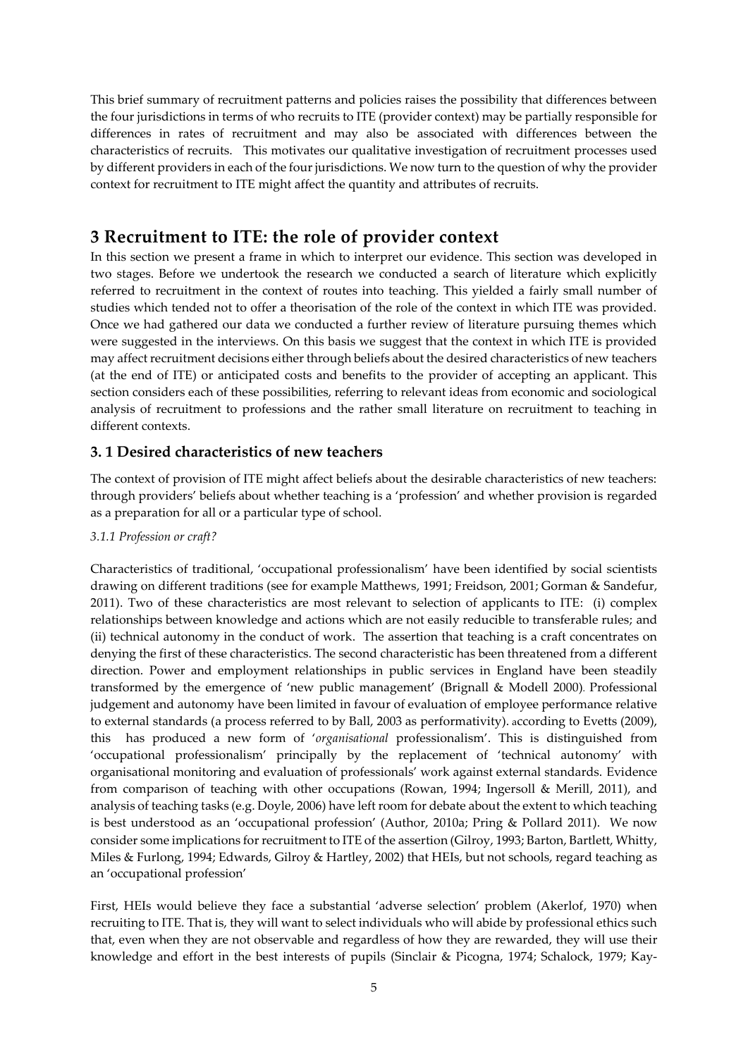This brief summary of recruitment patterns and policies raises the possibility that differences between the four jurisdictions in terms of who recruits to ITE (provider context) may be partially responsible for differences in rates of recruitment and may also be associated with differences between the characteristics of recruits. This motivates our qualitative investigation of recruitment processes used by different providers in each of the four jurisdictions. We now turn to the question of why the provider context for recruitment to ITE might affect the quantity and attributes of recruits.

# 3 Recruitment to ITE: the role of provider context

In this section we present a frame in which to interpret our evidence. This section was developed in two stages. Before we undertook the research we conducted a search of literature which explicitly referred to recruitment in the context of routes into teaching. This yielded a fairly small number of studies which tended not to offer a theorisation of the role of the context in which ITE was provided. Once we had gathered our data we conducted a further review of literature pursuing themes which were suggested in the interviews. On this basis we suggest that the context in which ITE is provided may affect recruitment decisions either through beliefs about the desired characteristics of new teachers (at the end of ITE) or anticipated costs and benefits to the provider of accepting an applicant. This section considers each of these possibilities, referring to relevant ideas from economic and sociological analysis of recruitment to professions and the rather small literature on recruitment to teaching in different contexts.

## 3. 1 Desired characteristics of new teachers

The context of provision of ITE might affect beliefs about the desirable characteristics of new teachers: through providers' beliefs about whether teaching is a 'profession' and whether provision is regarded as a preparation for all or a particular type of school.

*3.1.1 Profession or craft?*

Characteristics of traditional, 'occupational professionalism' have been identified by social scientists drawing on different traditions (see for example Matthews, 1991; Freidson, 2001; Gorman & Sandefur, 2011). Two of these characteristics are most relevant to selection of applicants to ITE: (i) complex relationships between knowledge and actions which are not easily reducible to transferable rules; and (ii) technical autonomy in the conduct of work. The assertion that teaching is a craft concentrates on denying the first of these characteristics. The second characteristic has been threatened from a different direction. Power and employment relationships in public services in England have been steadily transformed by the emergence of 'new public management' (Brignall & Modell 2000). Professional judgement and autonomy have been limited in favour of evaluation of employee performance relative to external standards (a process referred to by Ball, 2003 as performativity). according to Evetts (2009), this has produced a new form of '*organisational* professionalism'. This is distinguished from 'occupational professionalism' principally by the replacement of 'technical autonomy' with organisational monitoring and evaluation of professionals' work against external standards. Evidence from comparison of teaching with other occupations (Rowan, 1994; Ingersoll & Merill, 2011), and analysis of teaching tasks (e.g. Doyle, 2006) have left room for debate about the extent to which teaching is best understood as an 'occupational profession' (Author, 2010a; Pring & Pollard 2011). We now consider some implications for recruitment to ITE of the assertion (Gilroy, 1993; Barton, Bartlett, Whitty, Miles & Furlong, 1994; Edwards, Gilroy & Hartley, 2002) that HEIs, but not schools, regard teaching as an 'occupational profession'

First, HEIs would believe they face a substantial 'adverse selection' problem (Akerlof, 1970) when recruiting to ITE. That is, they will want to select individuals who will abide by professional ethics such that, even when they are not observable and regardless of how they are rewarded, they will use their knowledge and effort in the best interests of pupils (Sinclair & Picogna, 1974; Schalock, 1979; Kay-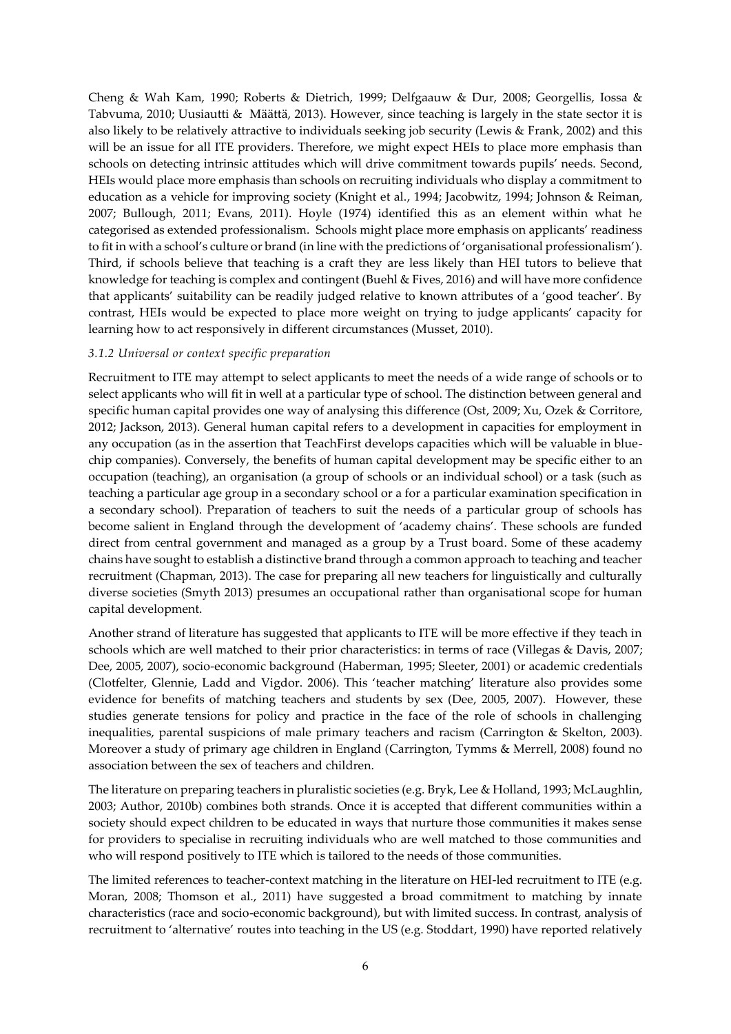Cheng & Wah Kam, 1990; Roberts & Dietrich, 1999; Delfgaauw & Dur, 2008; Georgellis, Iossa & Tabvuma, 2010; Uusiautti & Määttä, 2013). However, since teaching is largely in the state sector it is also likely to be relatively attractive to individuals seeking job security (Lewis & Frank, 2002) and this will be an issue for all ITE providers. Therefore, we might expect HEIs to place more emphasis than schools on detecting intrinsic attitudes which will drive commitment towards pupils' needs. Second, HEIs would place more emphasis than schools on recruiting individuals who display a commitment to education as a vehicle for improving society (Knight et al., 1994; Jacobwitz, 1994; Johnson & Reiman, 2007; Bullough, 2011; Evans, 2011). Hoyle (1974) identified this as an element within what he categorised as extended professionalism. Schools might place more emphasis on applicants' readiness to fit in with a school's culture or brand (in line with the predictions of 'organisational professionalism'). Third, if schools believe that teaching is a craft they are less likely than HEI tutors to believe that knowledge for teaching is complex and contingent (Buehl & Fives, 2016) and will have more confidence that applicants' suitability can be readily judged relative to known attributes of a 'good teacher'. By contrast, HEIs would be expected to place more weight on trying to judge applicants' capacity for learning how to act responsively in different circumstances (Musset, 2010).

### *3.1.2 Universal or context specific preparation*

Recruitment to ITE may attempt to select applicants to meet the needs of a wide range of schools or to select applicants who will fit in well at a particular type of school. The distinction between general and specific human capital provides one way of analysing this difference (Ost, 2009; Xu, Ozek & Corritore, 2012; Jackson, 2013). General human capital refers to a development in capacities for employment in any occupation (as in the assertion that TeachFirst develops capacities which will be valuable in blue-chip companies). Conversely, the benefits of human capital development may be specific either to an occupation (teaching), an organisation (a group of schools or an individual school) or a task (such as teaching a particular age group in a secondary school or a for a particular examination specification in a secondary school). Preparation of teachers to suit the needs of a particular group of schools has become salient in England through the development of 'academy chains'. These schools are funded direct from central government and managed as a group by a Trust board. Some of these academy chains have sought to establish a distinctive brand through a common approach to teaching and teacher recruitment (Chapman, 2013). The case for preparing all new teachers for linguistically and culturally diverse societies (Smyth 2013) presumes an occupational rather than organisational scope for human capital development.

Another strand of literature has suggested that applicants to ITE will be more effective if they teach in schools which are well matched to their prior characteristics: in terms of race (Villegas & Davis, 2007; Dee, 2005, 2007), socio-economic background (Haberman, 1995; Sleeter, 2001) or academic credentials (Clotfelter, Glennie, Ladd and Vigdor. 2006). This 'teacher matching' literature also provides some evidence for benefits of matching teachers and students by sex (Dee, 2005, 2007). However, these studies generate tensions for policy and practice in the face of the role of schools in challenging inequalities, parental suspicions of male primary teachers and racism (Carrington & Skelton, 2003). Moreover a study of primary age children in England (Carrington, Tymms & Merrell, 2008) found no association between the sex of teachers and children.

The literature on preparing teachers in pluralistic societies (e.g. Bryk, Lee & Holland, 1993; McLaughlin, 2003; Author, 2010b) combines both strands. Once it is accepted that different communities within a society should expect children to be educated in ways that nurture those communities it makes sense for providers to specialise in recruiting individuals who are well matched to those communities and who will respond positively to ITE which is tailored to the needs of those communities.

The limited references to teacher-context matching in the literature on HEI-led recruitment to ITE (e.g. Moran, 2008; Thomson et al., 2011) have suggested a broad commitment to matching by innate characteristics (race and socio-economic background), but with limited success. In contrast, analysis of recruitment to 'alternative' routes into teaching in the US (e.g. Stoddart, 1990) have reported relatively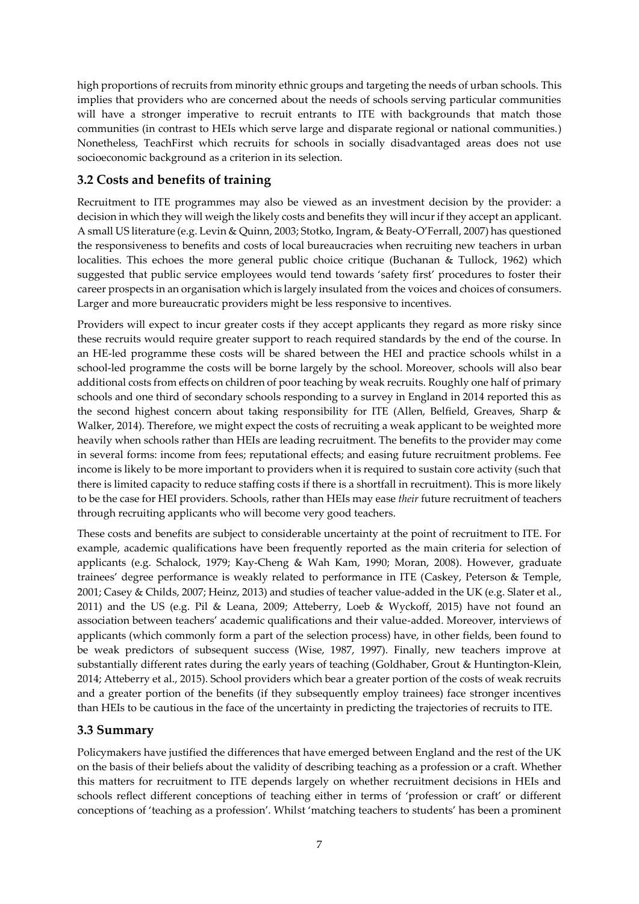high proportions of recruits from minority ethnic groups and targeting the needs of urban schools. This implies that providers who are concerned about the needs of schools serving particular communities will have a stronger imperative to recruit entrants to ITE with backgrounds that match those communities (in contrast to HEIs which serve large and disparate regional or national communities.) Nonetheless, TeachFirst which recruits for schools in socially disadvantaged areas does not use socioeconomic background as a criterion in its selection.

## 3.2 Costs and benefits of training

Recruitment to ITE programmes may also be viewed as an investment decision by the provider: a decision in which they will weigh the likely costs and benefits they will incur if they accept an applicant. A small US literature (e.g. Levin & Quinn, 2003; Stotko, Ingram, & Beaty-O'Ferrall, 2007) has questioned the responsiveness to benefits and costs of local bureaucracies when recruiting new teachers in urban localities. This echoes the more general public choice critique (Buchanan & Tullock, 1962) which suggested that public service employees would tend towards 'safety first' procedures to foster their career prospects in an organisation which is largely insulated from the voices and choices of consumers. Larger and more bureaucratic providers might be less responsive to incentives.

Providers will expect to incur greater costs if they accept applicants they regard as more risky since these recruits would require greater support to reach required standards by the end of the course. In an HE-led programme these costs will be shared between the HEI and practice schools whilst in a school-led programme the costs will be borne largely by the school. Moreover, schools will also bear additional costs from effects on children of poor teaching by weak recruits. Roughly one half of primary schools and one third of secondary schools responding to a survey in England in 2014 reported this as the second highest concern about taking responsibility for ITE (Allen, Belfield, Greaves, Sharp & Walker, 2014). Therefore, we might expect the costs of recruiting a weak applicant to be weighted more heavily when schools rather than HEIs are leading recruitment. The benefits to the provider may come in several forms: income from fees; reputational effects; and easing future recruitment problems. Fee income is likely to be more important to providers when it is required to sustain core activity (such that there is limited capacity to reduce staffing costs if there is a shortfall in recruitment). This is more likely to be the case for HEI providers. Schools, rather than HEIs may ease *their* future recruitment of teachers through recruiting applicants who will become very good teachers.

These costs and benefits are subject to considerable uncertainty at the point of recruitment to ITE. For example, academic qualifications have been frequently reported as the main criteria for selection of applicants (e.g. Schalock, 1979; Kay-Cheng & Wah Kam, 1990; Moran, 2008). However, graduate trainees' degree performance is weakly related to performance in ITE (Caskey, Peterson & Temple, 2001; Casey & Childs, 2007; Heinz, 2013) and studies of teacher value-added in the UK (e.g. Slater et al., 2011) and the US (e.g. Pil & Leana, 2009; Atteberry, Loeb & Wyckoff, 2015) have not found an association between teachers' academic qualifications and their value-added. Moreover, interviews of applicants (which commonly form a part of the selection process) have, in other fields, been found to be weak predictors of subsequent success (Wise, 1987, 1997). Finally, new teachers improve at substantially different rates during the early years of teaching (Goldhaber, Grout & Huntington-Klein, 2014; Atteberry et al., 2015). School providers which bear a greater portion of the costs of weak recruits and a greater portion of the benefits (if they subsequently employ trainees) face stronger incentives than HEIs to be cautious in the face of the uncertainty in predicting the trajectories of recruits to ITE.

## 3.3 Summary

Policymakers have justified the differences that have emerged between England and the rest of the UK on the basis of their beliefs about the validity of describing teaching as a profession or a craft. Whether this matters for recruitment to ITE depends largely on whether recruitment decisions in HEIs and schools reflect different conceptions of teaching either in terms of 'profession or craft' or different conceptions of 'teaching as a profession'. Whilst 'matching teachers to students' has been a prominent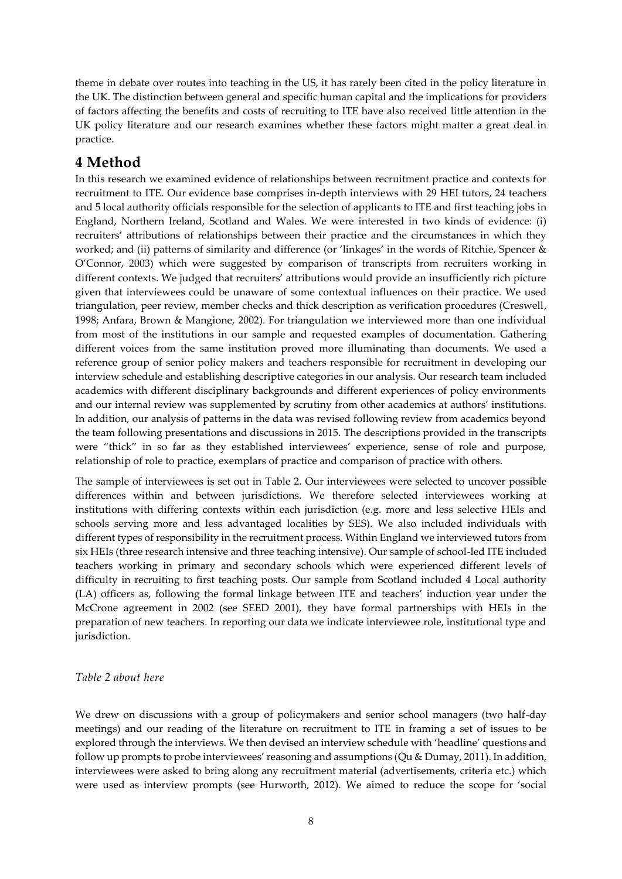theme in debate over routes into teaching in the US, it has rarely been cited in the policy literature in the UK. The distinction between general and specific human capital and the implications for providers of factors affecting the benefits and costs of recruiting to ITE have also received little attention in the UK policy literature and our research examines whether these factors might matter a great deal in practice.

# 4 Method

In this research we examined evidence of relationships between recruitment practice and contexts for recruitment to ITE. Our evidence base comprises in-depth interviews with 29 HEI tutors, 24 teachers and 5 local authority officials responsible for the selection of applicants to ITE and first teaching jobs in England, Northern Ireland, Scotland and Wales. We were interested in two kinds of evidence: (i) recruiters' attributions of relationships between their practice and the circumstances in which they worked; and (ii) patterns of similarity and difference (or 'linkages' in the words of Ritchie, Spencer & O'Connor, 2003) which were suggested by comparison of transcripts from recruiters working in different contexts. We judged that recruiters' attributions would provide an insufficiently rich picture given that interviewees could be unaware of some contextual influences on their practice. We used triangulation, peer review, member checks and thick description as verification procedures (Creswell, 1998; Anfara, Brown & Mangione, 2002). For triangulation we interviewed more than one individual from most of the institutions in our sample and requested examples of documentation. Gathering different voices from the same institution proved more illuminating than documents. We used a reference group of senior policy makers and teachers responsible for recruitment in developing our interview schedule and establishing descriptive categories in our analysis. Our research team included academics with different disciplinary backgrounds and different experiences of policy environments and our internal review was supplemented by scrutiny from other academics at authors' institutions. In addition, our analysis of patterns in the data was revised following review from academics beyond the team following presentations and discussions in 2015. The descriptions provided in the transcripts were "thick" in so far as they established interviewees' experience, sense of role and purpose, relationship of role to practice, exemplars of practice and comparison of practice with others.

The sample of interviewees is set out in Table 2. Our interviewees were selected to uncover possible differences within and between jurisdictions. We therefore selected interviewees working at institutions with differing contexts within each jurisdiction (e.g. more and less selective HEIs and schools serving more and less advantaged localities by SES). We also included individuals with different types of responsibility in the recruitment process. Within England we interviewed tutors from six HEIs (three research intensive and three teaching intensive). Our sample of school-led ITE included teachers working in primary and secondary schools which were experienced different levels of difficulty in recruiting to first teaching posts. Our sample from Scotland included 4 Local authority (LA) officers as, following the formal linkage between ITE and teachers' induction year under the McCrone agreement in 2002 (see SEED 2001), they have formal partnerships with HEIs in the preparation of new teachers. In reporting our data we indicate interviewee role, institutional type and jurisdiction.

*Table 2 about here*

We drew on discussions with a group of policymakers and senior school managers (two half-day meetings) and our reading of the literature on recruitment to ITE in framing a set of issues to be explored through the interviews. We then devised an interview schedule with 'headline' questions and follow up prompts to probe interviewees' reasoning and assumptions (Qu & Dumay, 2011). In addition, interviewees were asked to bring along any recruitment material (advertisements, criteria etc.) which were used as interview prompts (see Hurworth, 2012). We aimed to reduce the scope for 'social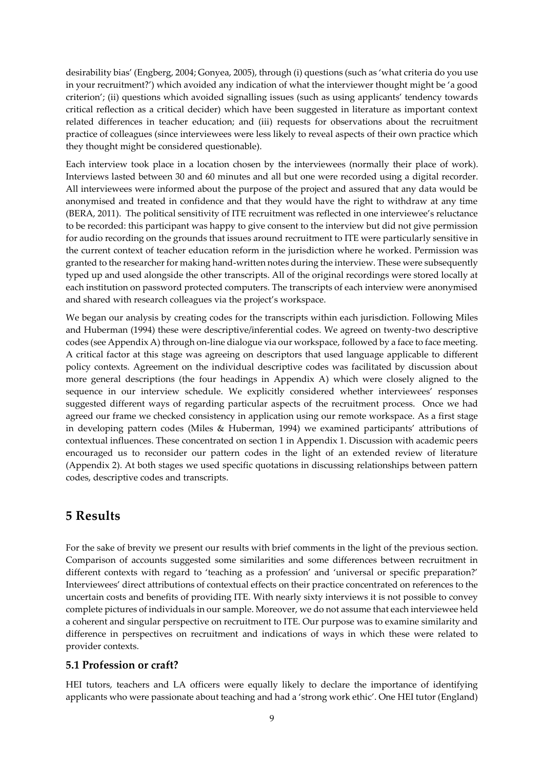desirability bias' (Engberg, 2004; Gonyea, 2005), through (i) questions (such as 'what criteria do you use in your recruitment?') which avoided any indication of what the interviewer thought might be 'a good criterion'; (ii) questions which avoided signalling issues (such as using applicants' tendency towards critical reflection as a critical decider) which have been suggested in literature as important context related differences in teacher education; and (iii) requests for observations about the recruitment practice of colleagues (since interviewees were less likely to reveal aspects of their own practice which they thought might be considered questionable).

Each interview took place in a location chosen by the interviewees (normally their place of work). Interviews lasted between 30 and 60 minutes and all but one were recorded using a digital recorder. All interviewees were informed about the purpose of the project and assured that any data would be anonymised and treated in confidence and that they would have the right to withdraw at any time (BERA, 2011). The political sensitivity of ITE recruitment was reflected in one interviewee's reluctance to be recorded: this participant was happy to give consent to the interview but did not give permission for audio recording on the grounds that issues around recruitment to ITE were particularly sensitive in the current context of teacher education reform in the jurisdiction where he worked. Permission was granted to the researcher for making hand-written notes during the interview. These were subsequently typed up and used alongside the other transcripts. All of the original recordings were stored locally at each institution on password protected computers. The transcripts of each interview were anonymised and shared with research colleagues via the project's workspace.

We began our analysis by creating codes for the transcripts within each jurisdiction. Following Miles and Huberman (1994) these were descriptive/inferential codes. We agreed on twenty-two descriptive codes (see Appendix A) through on-line dialogue via our workspace, followed by a face to face meeting. A critical factor at this stage was agreeing on descriptors that used language applicable to different policy contexts. Agreement on the individual descriptive codes was facilitated by discussion about more general descriptions (the four headings in Appendix A) which were closely aligned to the sequence in our interview schedule. We explicitly considered whether interviewees' responses suggested different ways of regarding particular aspects of the recruitment process. Once we had agreed our frame we checked consistency in application using our remote workspace. As a first stage in developing pattern codes (Miles & Huberman, 1994) we examined participants' attributions of contextual influences. These concentrated on section 1 in Appendix 1. Discussion with academic peers encouraged us to reconsider our pattern codes in the light of an extended review of literature (Appendix 2). At both stages we used specific quotations in discussing relationships between pattern codes, descriptive codes and transcripts.

# 5 Results

For the sake of brevity we present our results with brief comments in the light of the previous section. Comparison of accounts suggested some similarities and some differences between recruitment in different contexts with regard to 'teaching as a profession' and 'universal or specific preparation?' Interviewees' direct attributions of contextual effects on their practice concentrated on references to the uncertain costs and benefits of providing ITE. With nearly sixty interviews it is not possible to convey complete pictures of individuals in our sample. Moreover, we do not assume that each interviewee held a coherent and singular perspective on recruitment to ITE. Our purpose was to examine similarity and difference in perspectives on recruitment and indications of ways in which these were related to provider contexts.

## 5.1 Profession or craft?

HEI tutors, teachers and LA officers were equally likely to declare the importance of identifying applicants who were passionate about teaching and had a 'strong work ethic'. One HEI tutor (England)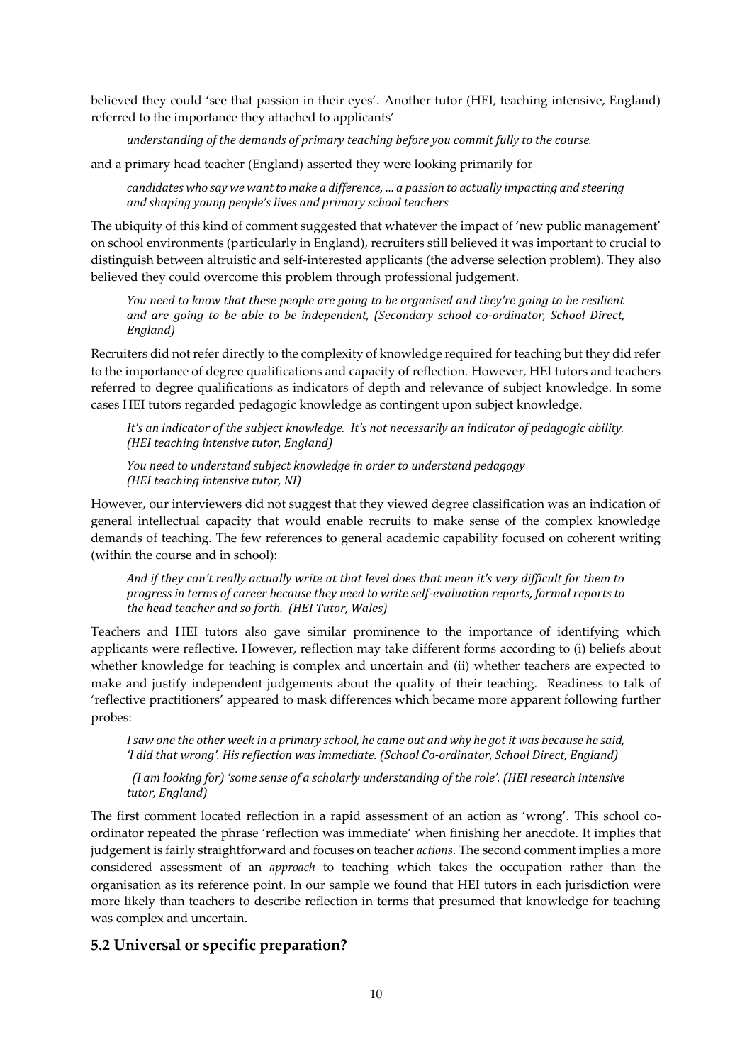believed they could 'see that passion in their eyes'. Another tutor (HEI, teaching intensive, England) referred to the importance they attached to applicants'

> *understanding of the demands of primary teaching before you commit fully to the course.*

and a primary head teacher (England) asserted they were looking primarily for

> *candidates who say we want to make a difference, ... a passion to actually impacting and steering and shaping young people's lives and primary school teachers*

The ubiquity of this kind of comment suggested that whatever the impact of 'new public management' on school environments (particularly in England), recruiters still believed it was important to crucial to distinguish between altruistic and self-interested applicants (the adverse selection problem). They also believed they could overcome this problem through professional judgement.

> *You need to know that these people are going to be organised and they're going to be resilient and are going to be able to be independent, (Secondary school co-ordinator, School Direct, England)*

Recruiters did not refer directly to the complexity of knowledge required for teaching but they did refer to the importance of degree qualifications and capacity of reflection. However, HEI tutors and teachers referred to degree qualifications as indicators of depth and relevance of subject knowledge. In some cases HEI tutors regarded pedagogic knowledge as contingent upon subject knowledge.

> *It's an indicator of the subject knowledge. It's not necessarily an indicator of pedagogic ability. (HEI teaching intensive tutor, England)*
>
> *You need to understand subject knowledge in order to understand pedagogy (HEI teaching intensive tutor, NI)*

However, our interviewers did not suggest that they viewed degree classification was an indication of general intellectual capacity that would enable recruits to make sense of the complex knowledge demands of teaching. The few references to general academic capability focused on coherent writing (within the course and in school):

> *And if they can't really actually write at that level does that mean it's very difficult for them to progress in terms of career because they need to write self-evaluation reports, formal reports to the head teacher and so forth. (HEI Tutor, Wales)*

Teachers and HEI tutors also gave similar prominence to the importance of identifying which applicants were reflective. However, reflection may take different forms according to (i) beliefs about whether knowledge for teaching is complex and uncertain and (ii) whether teachers are expected to make and justify independent judgements about the quality of their teaching. Readiness to talk of 'reflective practitioners' appeared to mask differences which became more apparent following further probes:

> *I saw one the other week in a primary school, he came out and why he got it was because he said, 'I did that wrong'. His reflection was immediate. (School Co-ordinator, School Direct, England)*
>
> *(I am looking for) 'some sense of a scholarly understanding of the role'. (HEI research intensive tutor, England)*

The first comment located reflection in a rapid assessment of an action as 'wrong'. This school co-ordinator repeated the phrase 'reflection was immediate' when finishing her anecdote. It implies that judgement is fairly straightforward and focuses on teacher *actions*. The second comment implies a more considered assessment of an *approach* to teaching which takes the occupation rather than the organisation as its reference point. In our sample we found that HEI tutors in each jurisdiction were more likely than teachers to describe reflection in terms that presumed that knowledge for teaching was complex and uncertain.

## 5.2 Universal or specific preparation?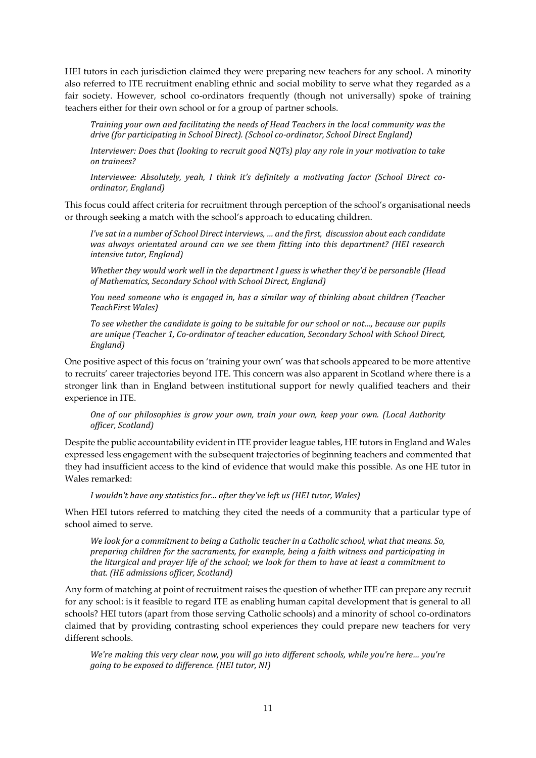HEI tutors in each jurisdiction claimed they were preparing new teachers for any school. A minority also referred to ITE recruitment enabling ethnic and social mobility to serve what they regarded as a fair society. However, school co-ordinators frequently (though not universally) spoke of training teachers either for their own school or for a group of partner schools.

> *Training your own and facilitating the needs of Head Teachers in the local community was the drive (for participating in School Direct). (School co-ordinator, School Direct England)*
>
> *Interviewer: Does that (looking to recruit good NQTs) play any role in your motivation to take on trainees?*
>
> *Interviewee: Absolutely, yeah, I think it's definitely a motivating factor (School Direct co-ordinator, England)*

This focus could affect criteria for recruitment through perception of the school's organisational needs or through seeking a match with the school's approach to educating children.

> *I've sat in a number of School Direct interviews, ... and the first, discussion about each candidate was always orientated around can we see them fitting into this department? (HEI research intensive tutor, England)*
>
> *Whether they would work well in the department I guess is whether they'd be personable (Head of Mathematics, Secondary School with School Direct, England)*
>
> *You need someone who is engaged in, has a similar way of thinking about children (Teacher TeachFirst Wales)*
>
> *To see whether the candidate is going to be suitable for our school or not..., because our pupils are unique (Teacher 1, Co-ordinator of teacher education, Secondary School with School Direct, England)*

One positive aspect of this focus on 'training your own' was that schools appeared to be more attentive to recruits' career trajectories beyond ITE. This concern was also apparent in Scotland where there is a stronger link than in England between institutional support for newly qualified teachers and their experience in ITE.

> *One of our philosophies is grow your own, train your own, keep your own. (Local Authority officer, Scotland)*

Despite the public accountability evident in ITE provider league tables, HE tutors in England and Wales expressed less engagement with the subsequent trajectories of beginning teachers and commented that they had insufficient access to the kind of evidence that would make this possible. As one HE tutor in Wales remarked:

> *I wouldn't have any statistics for... after they've left us (HEI tutor, Wales)*

When HEI tutors referred to matching they cited the needs of a community that a particular type of school aimed to serve.

> *We look for a commitment to being a Catholic teacher in a Catholic school, what that means. So, preparing children for the sacraments, for example, being a faith witness and participating in the liturgical and prayer life of the school; we look for them to have at least a commitment to that. (HE admissions officer, Scotland)*

Any form of matching at point of recruitment raises the question of whether ITE can prepare any recruit for any school: is it feasible to regard ITE as enabling human capital development that is general to all schools? HEI tutors (apart from those serving Catholic schools) and a minority of school co-ordinators claimed that by providing contrasting school experiences they could prepare new teachers for very different schools.

> *We're making this very clear now, you will go into different schools, while you're here... you're going to be exposed to difference. (HEI tutor, NI)*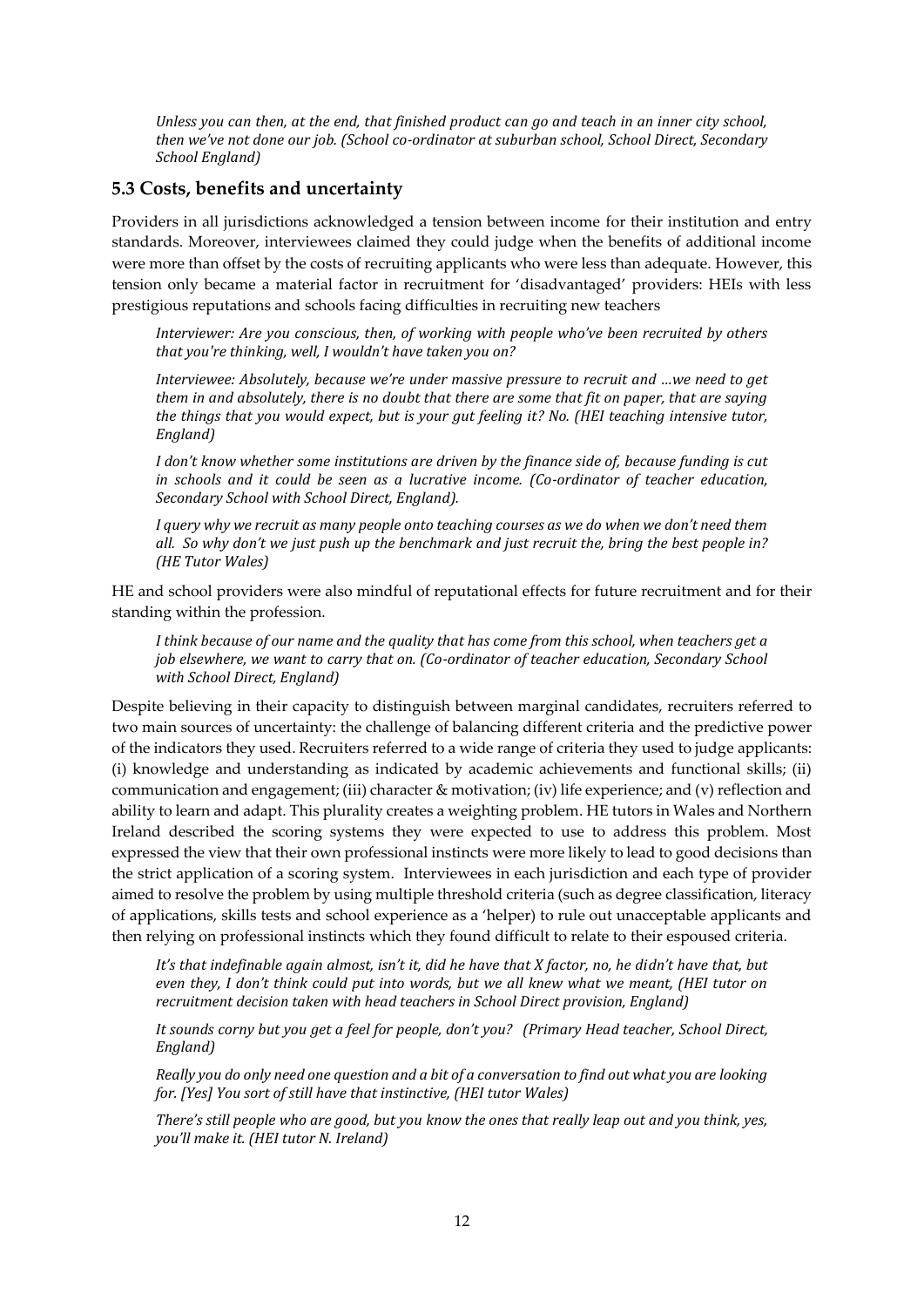*Unless you can then, at the end, that finished product can go and teach in an inner city school, then we've not done our job. (School co-ordinator at suburban school, School Direct, Secondary School England)*

## 5.3 Costs, benefits and uncertainty

Providers in all jurisdictions acknowledged a tension between income for their institution and entry standards. Moreover, interviewees claimed they could judge when the benefits of additional income were more than offset by the costs of recruiting applicants who were less than adequate. However, this tension only became a material factor in recruitment for 'disadvantaged' providers: HEIs with less prestigious reputations and schools facing difficulties in recruiting new teachers

*Interviewer: Are you conscious, then, of working with people who've been recruited by others that you're thinking, well, I wouldn't have taken you on?*

*Interviewee: Absolutely, because we're under massive pressure to recruit and ...we need to get them in and absolutely, there is no doubt that there are some that fit on paper, that are saying the things that you would expect, but is your gut feeling it? No. (HEI teaching intensive tutor, England)*

*I don't know whether some institutions are driven by the finance side of, because funding is cut in schools and it could be seen as a lucrative income. (Co-ordinator of teacher education, Secondary School with School Direct, England).*

*I query why we recruit as many people onto teaching courses as we do when we don't need them all. So why don't we just push up the benchmark and just recruit the, bring the best people in? (HE Tutor Wales)*

HE and school providers were also mindful of reputational effects for future recruitment and for their standing within the profession.

*I think because of our name and the quality that has come from this school, when teachers get a job elsewhere, we want to carry that on. (Co-ordinator of teacher education, Secondary School with School Direct, England)*

Despite believing in their capacity to distinguish between marginal candidates, recruiters referred to two main sources of uncertainty: the challenge of balancing different criteria and the predictive power of the indicators they used. Recruiters referred to a wide range of criteria they used to judge applicants: (i) knowledge and understanding as indicated by academic achievements and functional skills; (ii) communication and engagement; (iii) character & motivation; (iv) life experience; and (v) reflection and ability to learn and adapt. This plurality creates a weighting problem. HE tutors in Wales and Northern Ireland described the scoring systems they were expected to use to address this problem. Most expressed the view that their own professional instincts were more likely to lead to good decisions than the strict application of a scoring system. Interviewees in each jurisdiction and each type of provider aimed to resolve the problem by using multiple threshold criteria (such as degree classification, literacy of applications, skills tests and school experience as a 'helper') to rule out unacceptable applicants and then relying on professional instincts which they found difficult to relate to their espoused criteria.

*It's that indefinable again almost, isn't it, did he have that X factor, no, he didn't have that, but even they, I don't think could put into words, but we all knew what we meant, (HEI tutor on recruitment decision taken with head teachers in School Direct provision, England)*

*It sounds corny but you get a feel for people, don't you? (Primary Head teacher, School Direct, England)*

*Really you do only need one question and a bit of a conversation to find out what you are looking for. [Yes] You sort of still have that instinctive, (HEI tutor Wales)*

*There's still people who are good, but you know the ones that really leap out and you think, yes, you'll make it. (HEI tutor N. Ireland)*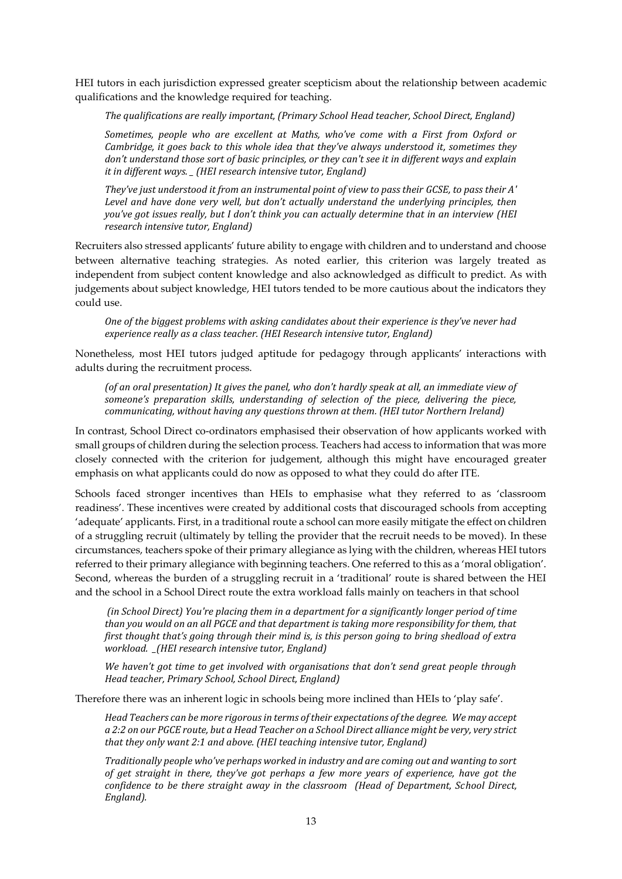HEI tutors in each jurisdiction expressed greater scepticism about the relationship between academic qualifications and the knowledge required for teaching.

> *The qualifications are really important, (Primary School Head teacher, School Direct, England)*
>
> *Sometimes, people who are excellent at Maths, who've come with a First from Oxford or Cambridge, it goes back to this whole idea that they've always understood it, sometimes they don't understand those sort of basic principles, or they can't see it in different ways and explain it in different ways. _ (HEI research intensive tutor, England)*
>
> *They've just understood it from an instrumental point of view to pass their GCSE, to pass their A' Level and have done very well, but don't actually understand the underlying principles, then you've got issues really, but I don't think you can actually determine that in an interview (HEI research intensive tutor, England)*

Recruiters also stressed applicants' future ability to engage with children and to understand and choose between alternative teaching strategies. As noted earlier, this criterion was largely treated as independent from subject content knowledge and also acknowledged as difficult to predict. As with judgements about subject knowledge, HEI tutors tended to be more cautious about the indicators they could use.

> *One of the biggest problems with asking candidates about their experience is they've never had experience really as a class teacher. (HEI Research intensive tutor, England)*

Nonetheless, most HEI tutors judged aptitude for pedagogy through applicants' interactions with adults during the recruitment process.

> *(of an oral presentation) It gives the panel, who don't hardly speak at all, an immediate view of someone's preparation skills, understanding of selection of the piece, delivering the piece, communicating, without having any questions thrown at them. (HEI tutor Northern Ireland)*

In contrast, School Direct co-ordinators emphasised their observation of how applicants worked with small groups of children during the selection process. Teachers had access to information that was more closely connected with the criterion for judgement, although this might have encouraged greater emphasis on what applicants could do now as opposed to what they could do after ITE.

Schools faced stronger incentives than HEIs to emphasise what they referred to as 'classroom readiness'. These incentives were created by additional costs that discouraged schools from accepting 'adequate' applicants. First, in a traditional route a school can more easily mitigate the effect on children of a struggling recruit (ultimately by telling the provider that the recruit needs to be moved). In these circumstances, teachers spoke of their primary allegiance as lying with the children, whereas HEI tutors referred to their primary allegiance with beginning teachers. One referred to this as a 'moral obligation'. Second, whereas the burden of a struggling recruit in a 'traditional' route is shared between the HEI and the school in a School Direct route the extra workload falls mainly on teachers in that school

> *(in School Direct) You're placing them in a department for a significantly longer period of time than you would on an all PGCE and that department is taking more responsibility for them, that first thought that's going through their mind is, is this person going to bring shedload of extra workload. _(HEI research intensive tutor, England)*
>
> *We haven't got time to get involved with organisations that don't send great people through Head teacher, Primary School, School Direct, England)*

Therefore there was an inherent logic in schools being more inclined than HEIs to 'play safe'.

> *Head Teachers can be more rigorous in terms of their expectations of the degree. We may accept a 2:2 on our PGCE route, but a Head Teacher on a School Direct alliance might be very, very strict that they only want 2:1 and above. (HEI teaching intensive tutor, England)*
>
> *Traditionally people who've perhaps worked in industry and are coming out and wanting to sort of get straight in there, they've got perhaps a few more years of experience, have got the confidence to be there straight away in the classroom (Head of Department, School Direct, England).*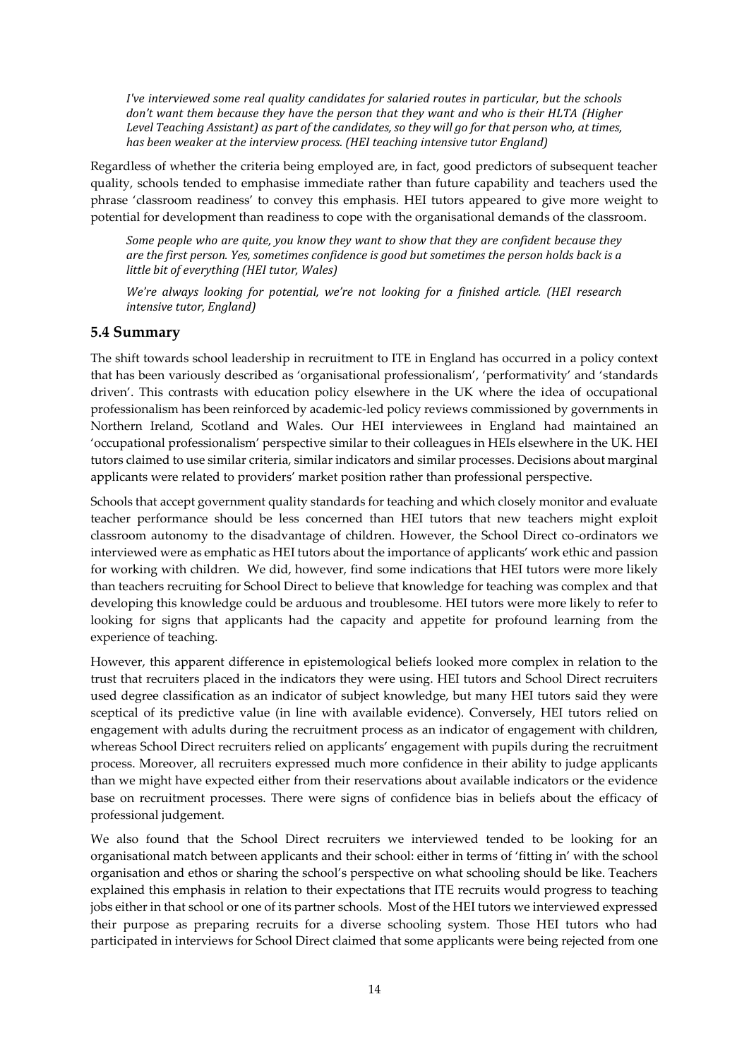*I've interviewed some real quality candidates for salaried routes in particular, but the schools don't want them because they have the person that they want and who is their HLTA (Higher Level Teaching Assistant) as part of the candidates, so they will go for that person who, at times, has been weaker at the interview process. (HEI teaching intensive tutor England)*

Regardless of whether the criteria being employed are, in fact, good predictors of subsequent teacher quality, schools tended to emphasise immediate rather than future capability and teachers used the phrase 'classroom readiness' to convey this emphasis. HEI tutors appeared to give more weight to potential for development than readiness to cope with the organisational demands of the classroom.

*Some people who are quite, you know they want to show that they are confident because they are the first person. Yes, sometimes confidence is good but sometimes the person holds back is a little bit of everything (HEI tutor, Wales)*

*We're always looking for potential, we're not looking for a finished article. (HEI research intensive tutor, England)*

## 5.4 Summary

The shift towards school leadership in recruitment to ITE in England has occurred in a policy context that has been variously described as 'organisational professionalism', 'performativity' and 'standards driven'. This contrasts with education policy elsewhere in the UK where the idea of occupational professionalism has been reinforced by academic-led policy reviews commissioned by governments in Northern Ireland, Scotland and Wales. Our HEI interviewees in England had maintained an 'occupational professionalism' perspective similar to their colleagues in HEIs elsewhere in the UK. HEI tutors claimed to use similar criteria, similar indicators and similar processes. Decisions about marginal applicants were related to providers' market position rather than professional perspective.

Schools that accept government quality standards for teaching and which closely monitor and evaluate teacher performance should be less concerned than HEI tutors that new teachers might exploit classroom autonomy to the disadvantage of children. However, the School Direct co-ordinators we interviewed were as emphatic as HEI tutors about the importance of applicants' work ethic and passion for working with children. We did, however, find some indications that HEI tutors were more likely than teachers recruiting for School Direct to believe that knowledge for teaching was complex and that developing this knowledge could be arduous and troublesome. HEI tutors were more likely to refer to looking for signs that applicants had the capacity and appetite for profound learning from the experience of teaching.

However, this apparent difference in epistemological beliefs looked more complex in relation to the trust that recruiters placed in the indicators they were using. HEI tutors and School Direct recruiters used degree classification as an indicator of subject knowledge, but many HEI tutors said they were sceptical of its predictive value (in line with available evidence). Conversely, HEI tutors relied on engagement with adults during the recruitment process as an indicator of engagement with children, whereas School Direct recruiters relied on applicants' engagement with pupils during the recruitment process. Moreover, all recruiters expressed much more confidence in their ability to judge applicants than we might have expected either from their reservations about available indicators or the evidence base on recruitment processes. There were signs of confidence bias in beliefs about the efficacy of professional judgement.

We also found that the School Direct recruiters we interviewed tended to be looking for an organisational match between applicants and their school: either in terms of 'fitting in' with the school organisation and ethos or sharing the school's perspective on what schooling should be like. Teachers explained this emphasis in relation to their expectations that ITE recruits would progress to teaching jobs either in that school or one of its partner schools. Most of the HEI tutors we interviewed expressed their purpose as preparing recruits for a diverse schooling system. Those HEI tutors who had participated in interviews for School Direct claimed that some applicants were being rejected from one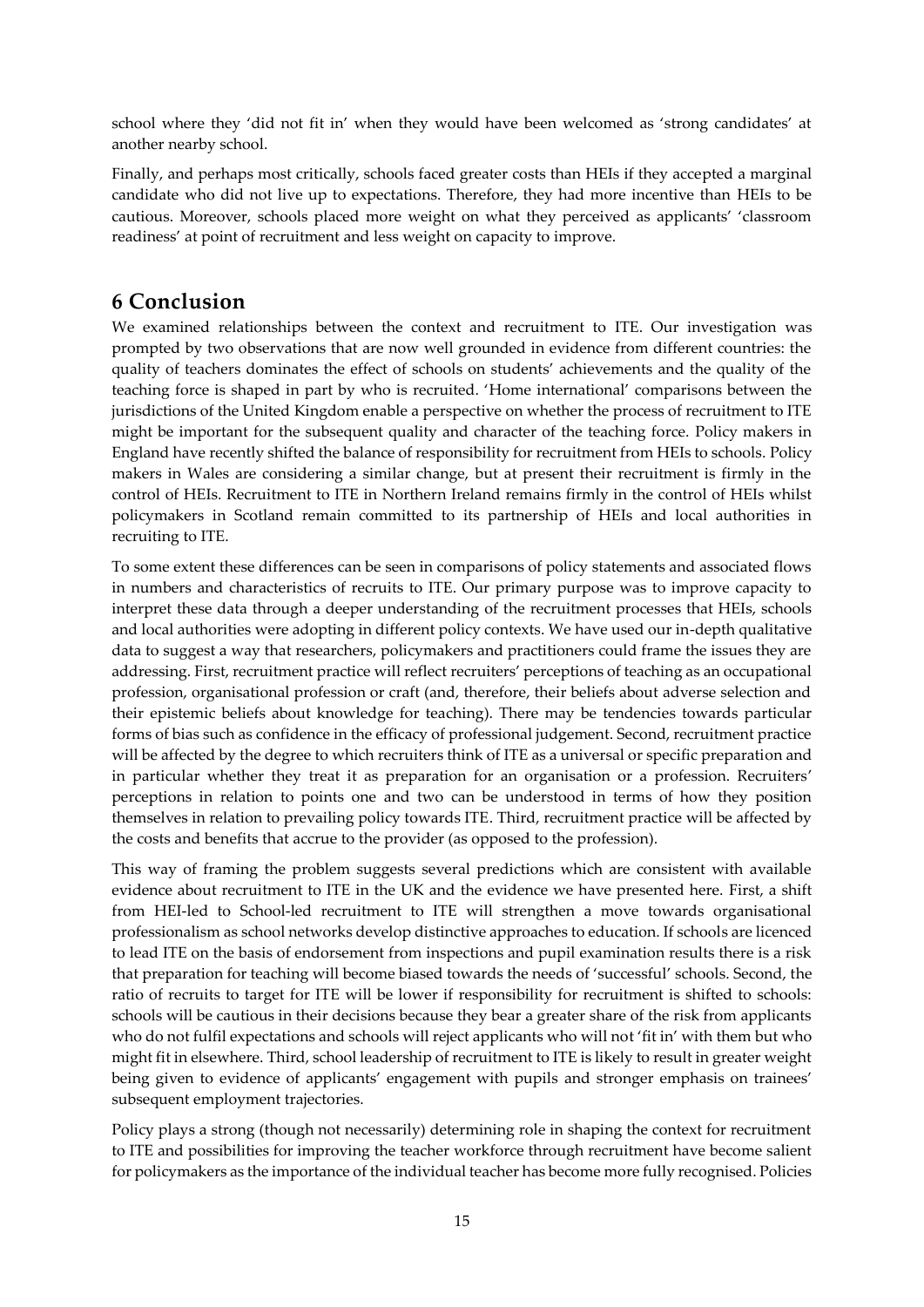school where they 'did not fit in' when they would have been welcomed as 'strong candidates' at another nearby school.

Finally, and perhaps most critically, schools faced greater costs than HEIs if they accepted a marginal candidate who did not live up to expectations. Therefore, they had more incentive than HEIs to be cautious. Moreover, schools placed more weight on what they perceived as applicants' 'classroom readiness' at point of recruitment and less weight on capacity to improve.

# 6 Conclusion

We examined relationships between the context and recruitment to ITE. Our investigation was prompted by two observations that are now well grounded in evidence from different countries: the quality of teachers dominates the effect of schools on students' achievements and the quality of the teaching force is shaped in part by who is recruited. 'Home international' comparisons between the jurisdictions of the United Kingdom enable a perspective on whether the process of recruitment to ITE might be important for the subsequent quality and character of the teaching force. Policy makers in England have recently shifted the balance of responsibility for recruitment from HEIs to schools. Policy makers in Wales are considering a similar change, but at present their recruitment is firmly in the control of HEIs. Recruitment to ITE in Northern Ireland remains firmly in the control of HEIs whilst policymakers in Scotland remain committed to its partnership of HEIs and local authorities in recruiting to ITE.

To some extent these differences can be seen in comparisons of policy statements and associated flows in numbers and characteristics of recruits to ITE. Our primary purpose was to improve capacity to interpret these data through a deeper understanding of the recruitment processes that HEIs, schools and local authorities were adopting in different policy contexts. We have used our in-depth qualitative data to suggest a way that researchers, policymakers and practitioners could frame the issues they are addressing. First, recruitment practice will reflect recruiters' perceptions of teaching as an occupational profession, organisational profession or craft (and, therefore, their beliefs about adverse selection and their epistemic beliefs about knowledge for teaching). There may be tendencies towards particular forms of bias such as confidence in the efficacy of professional judgement. Second, recruitment practice will be affected by the degree to which recruiters think of ITE as a universal or specific preparation and in particular whether they treat it as preparation for an organisation or a profession. Recruiters' perceptions in relation to points one and two can be understood in terms of how they position themselves in relation to prevailing policy towards ITE. Third, recruitment practice will be affected by the costs and benefits that accrue to the provider (as opposed to the profession).

This way of framing the problem suggests several predictions which are consistent with available evidence about recruitment to ITE in the UK and the evidence we have presented here. First, a shift from HEI-led to School-led recruitment to ITE will strengthen a move towards organisational professionalism as school networks develop distinctive approaches to education. If schools are licenced to lead ITE on the basis of endorsement from inspections and pupil examination results there is a risk that preparation for teaching will become biased towards the needs of 'successful' schools. Second, the ratio of recruits to target for ITE will be lower if responsibility for recruitment is shifted to schools: schools will be cautious in their decisions because they bear a greater share of the risk from applicants who do not fulfil expectations and schools will reject applicants who will not 'fit in' with them but who might fit in elsewhere. Third, school leadership of recruitment to ITE is likely to result in greater weight being given to evidence of applicants' engagement with pupils and stronger emphasis on trainees' subsequent employment trajectories.

Policy plays a strong (though not necessarily) determining role in shaping the context for recruitment to ITE and possibilities for improving the teacher workforce through recruitment have become salient for policymakers as the importance of the individual teacher has become more fully recognised. Policies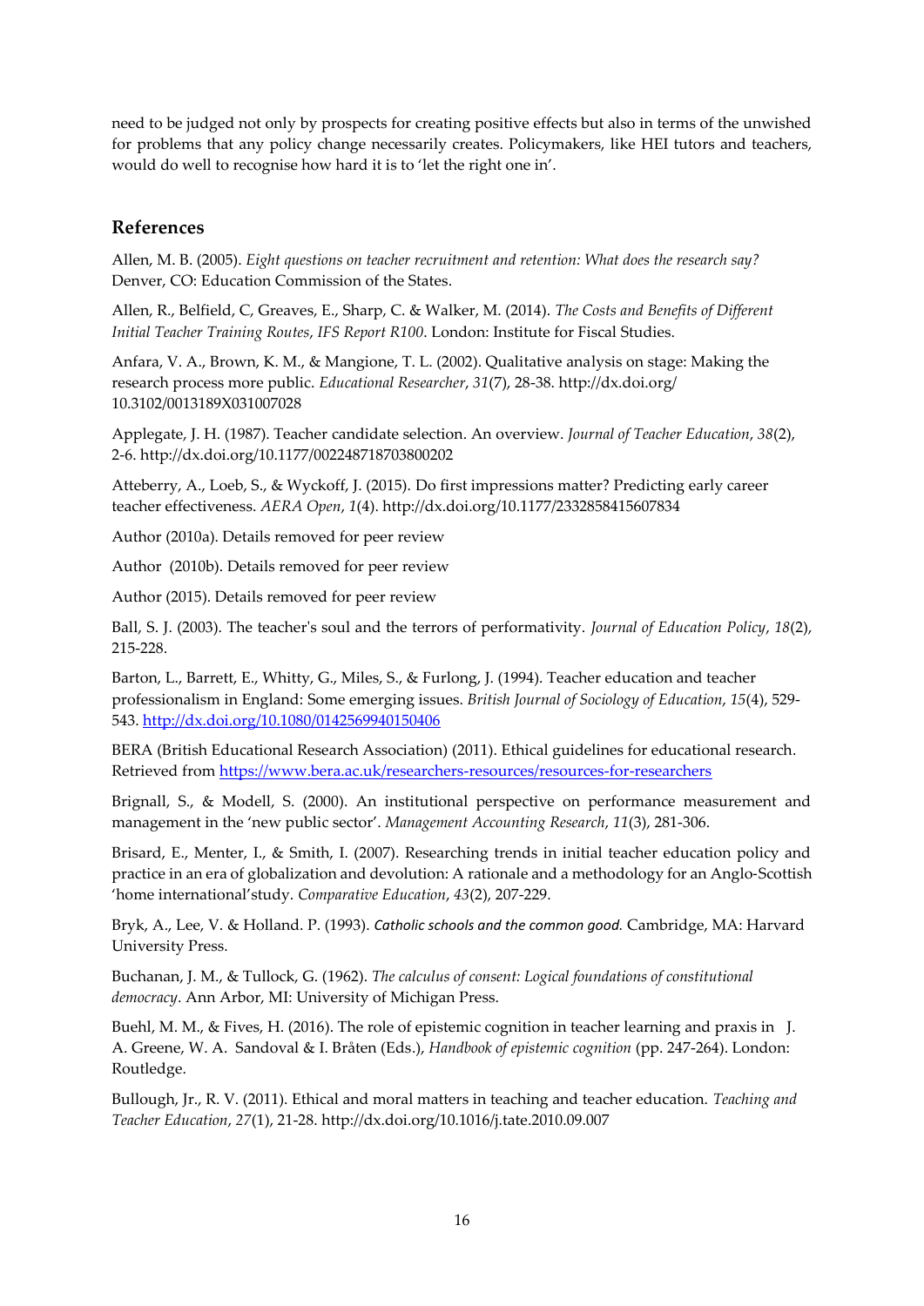need to be judged not only by prospects for creating positive effects but also in terms of the unwished for problems that any policy change necessarily creates. Policymakers, like HEI tutors and teachers, would do well to recognise how hard it is to 'let the right one in'.

## References

Allen, M. B. (2005). *Eight questions on teacher recruitment and retention: What does the research say?* Denver, CO: Education Commission of the States.

Allen, R., Belfield, C, Greaves, E., Sharp, C. & Walker, M. (2014). *The Costs and Benefits of Different Initial Teacher Training Routes*, *IFS Report R100*. London: Institute for Fiscal Studies.

Anfara, V. A., Brown, K. M., & Mangione, T. L. (2002). Qualitative analysis on stage: Making the research process more public. *Educational Researcher*, *31*(7), 28-38. http://dx.doi.org/10.3102/0013189X031007028

Applegate, J. H. (1987). Teacher candidate selection. An overview. *Journal of Teacher Education*, *38*(2), 2-6. http://dx.doi.org/10.1177/002248718703800202

Atteberry, A., Loeb, S., & Wyckoff, J. (2015). Do first impressions matter? Predicting early career teacher effectiveness. *AERA Open*, *1*(4). http://dx.doi.org/10.1177/2332858415607834

Author (2010a). Details removed for peer review

Author (2010b). Details removed for peer review

Author (2015). Details removed for peer review

Ball, S. J. (2003). The teacher's soul and the terrors of performativity. *Journal of Education Policy*, *18*(2), 215-228.

Barton, L., Barrett, E., Whitty, G., Miles, S., & Furlong, J. (1994). Teacher education and teacher professionalism in England: Some emerging issues. *British Journal of Sociology of Education*, *15*(4), 529-543. http://dx.doi.org/10.1080/0142569940150406

BERA (British Educational Research Association) (2011). Ethical guidelines for educational research. Retrieved from https://www.bera.ac.uk/researchers-resources/resources-for-researchers

Brignall, S., & Modell, S. (2000). An institutional perspective on performance measurement and management in the 'new public sector'. *Management Accounting Research*, *11*(3), 281-306.

Brisard, E., Menter, I., & Smith, I. (2007). Researching trends in initial teacher education policy and practice in an era of globalization and devolution: A rationale and a methodology for an Anglo-Scottish 'home international' study. *Comparative Education*, *43*(2), 207-229.

Bryk, A., Lee, V. & Holland. P. (1993). *Catholic schools and the common good.* Cambridge, MA: Harvard University Press.

Buchanan, J. M., & Tullock, G. (1962). *The calculus of consent: Logical foundations of constitutional democracy*. Ann Arbor, MI: University of Michigan Press.

Buehl, M. M., & Fives, H. (2016). The role of epistemic cognition in teacher learning and praxis in J. A. Greene, W. A. Sandoval & I. Bråten (Eds.), *Handbook of epistemic cognition* (pp. 247-264). London: Routledge.

Bullough, Jr., R. V. (2011). Ethical and moral matters in teaching and teacher education. *Teaching and Teacher Education*, *27*(1), 21-28. http://dx.doi.org/10.1016/j.tate.2010.09.007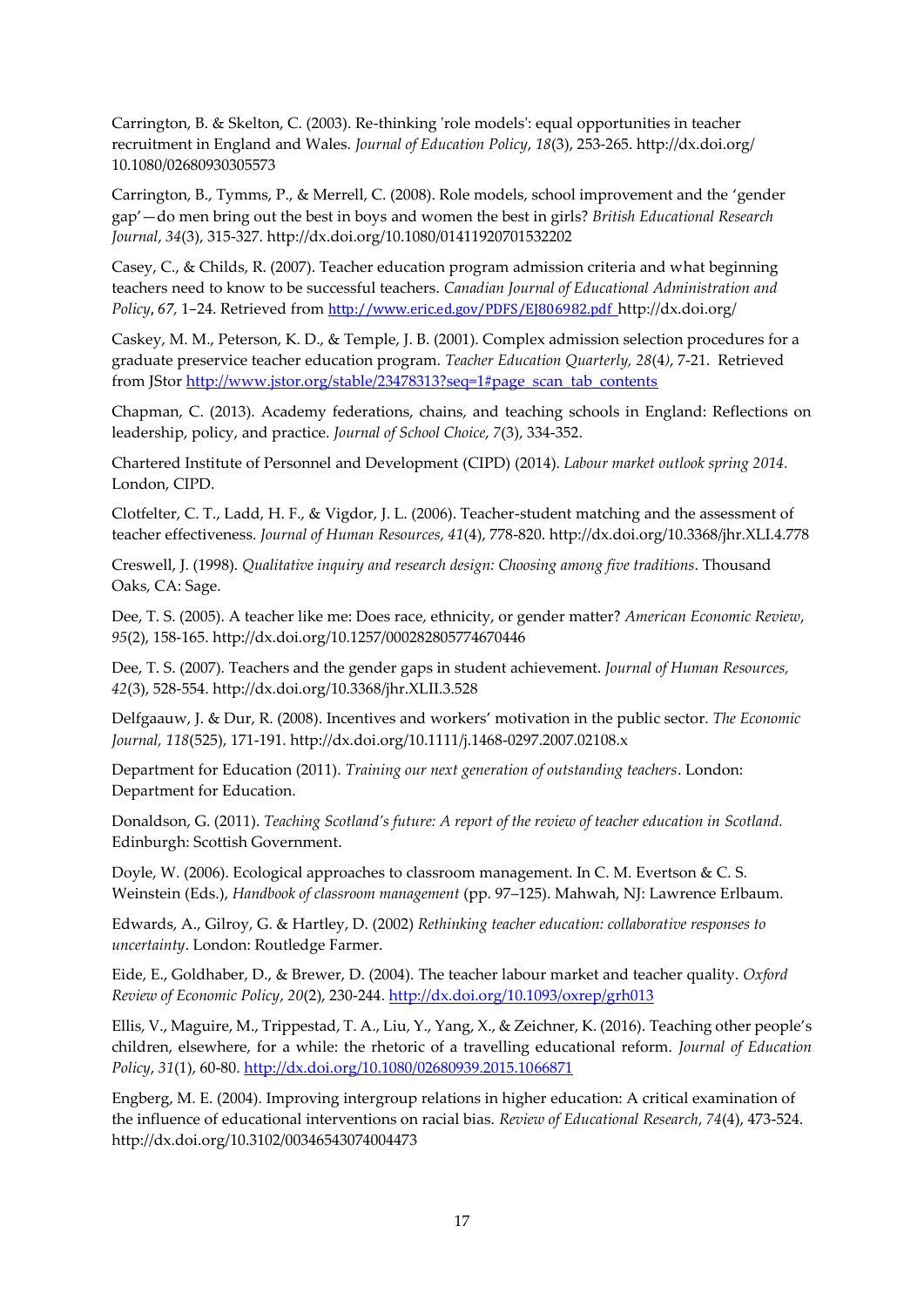Carrington, B. & Skelton, C. (2003). Re-thinking 'role models': equal opportunities in teacher recruitment in England and Wales. *Journal of Education Policy*, *18*(3), 253-265. http://dx.doi.org/ 10.1080/02680930305573

Carrington, B., Tymms, P., & Merrell, C. (2008). Role models, school improvement and the 'gender gap'—do men bring out the best in boys and women the best in girls? *British Educational Research Journal*, *34*(3), 315-327. http://dx.doi.org/10.1080/01411920701532202

Casey, C., & Childs, R. (2007). Teacher education program admission criteria and what beginning teachers need to know to be successful teachers. *Canadian Journal of Educational Administration and Policy*, *67,* 1–24. Retrieved from http://www.eric.ed.gov/PDFS/EJ806982.pdf http://dx.doi.org/

Caskey, M. M., Peterson, K. D., & Temple, J. B. (2001). Complex admission selection procedures for a graduate preservice teacher education program. *Teacher Education Quarterly, 28*(4*)*, 7-21. Retrieved from JStor http://www.jstor.org/stable/23478313?seq=1#page_scan_tab_contents

Chapman, C. (2013). Academy federations, chains, and teaching schools in England: Reflections on leadership, policy, and practice. *Journal of School Choice*, *7*(3), 334-352.

Chartered Institute of Personnel and Development (CIPD) (2014). *Labour market outlook spring 2014.* London, CIPD.

Clotfelter, C. T., Ladd, H. F., & Vigdor, J. L. (2006). Teacher-student matching and the assessment of teacher effectiveness. *Journal of Human Resources*, *41*(4), 778-820. http://dx.doi.org/10.3368/jhr.XLI.4.778

Creswell, J. (1998). *Qualitative inquiry and research design: Choosing among five traditions*. Thousand Oaks, CA: Sage.

Dee, T. S. (2005). A teacher like me: Does race, ethnicity, or gender matter? *American Economic Review*, *95*(2), 158-165. http://dx.doi.org/10.1257/000282805774670446

Dee, T. S. (2007). Teachers and the gender gaps in student achievement. *Journal of Human Resources, 42*(3), 528-554. http://dx.doi.org/10.3368/jhr.XLII.3.528

Delfgaauw, J. & Dur, R. (2008). Incentives and workers' motivation in the public sector. *The Economic Journal, 118*(525), 171-191. http://dx.doi.org/10.1111/j.1468-0297.2007.02108.x

Department for Education (2011). *Training our next generation of outstanding teachers*. London: Department for Education.

Donaldson, G. (2011). *Teaching Scotland's future: A report of the review of teacher education in Scotland.* Edinburgh: Scottish Government.

Doyle, W. (2006). Ecological approaches to classroom management. In C. M. Evertson & C. S. Weinstein (Eds.), *Handbook of classroom management* (pp. 97–125). Mahwah, NJ: Lawrence Erlbaum.

Edwards, A., Gilroy, G. & Hartley, D. (2002) *Rethinking teacher education: collaborative responses to uncertainty*. London: Routledge Farmer.

Eide, E., Goldhaber, D., & Brewer, D. (2004). The teacher labour market and teacher quality. *Oxford Review of Economic Policy*, *20*(2), 230-244. http://dx.doi.org/10.1093/oxrep/grh013

Ellis, V., Maguire, M., Trippestad, T. A., Liu, Y., Yang, X., & Zeichner, K. (2016). Teaching other people's children, elsewhere, for a while: the rhetoric of a travelling educational reform. *Journal of Education Policy*, *31*(1), 60-80. http://dx.doi.org/10.1080/02680939.2015.1066871

Engberg, M. E. (2004). Improving intergroup relations in higher education: A critical examination of the influence of educational interventions on racial bias. *Review of Educational Research*, *74*(4), 473-524. http://dx.doi.org/10.3102/00346543074004473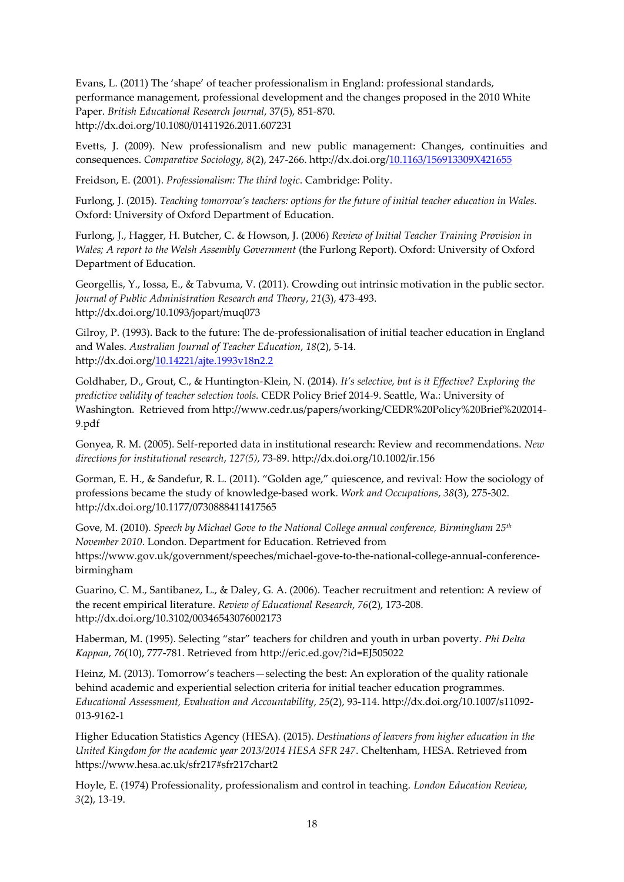Evans, L. (2011) The 'shape' of teacher professionalism in England: professional standards, performance management, professional development and the changes proposed in the 2010 White Paper. *British Educational Research Journal*, 37(5), 851-870. http://dx.doi.org/10.1080/01411926.2011.607231

Evetts, J. (2009). New professionalism and new public management: Changes, continuities and consequences. *Comparative Sociology*, *8*(2), 247-266. http://dx.doi.org/10.1163/156913309X421655

Freidson, E. (2001). *Professionalism: The third logic*. Cambridge: Polity.

Furlong, J. (2015). *Teaching tomorrow's teachers: options for the future of initial teacher education in Wales*. Oxford: University of Oxford Department of Education.

Furlong, J., Hagger, H. Butcher, C. & Howson, J. (2006) *Review of Initial Teacher Training Provision in Wales; A report to the Welsh Assembly Government* (the Furlong Report). Oxford: University of Oxford Department of Education.

Georgellis, Y., Iossa, E., & Tabvuma, V. (2011). Crowding out intrinsic motivation in the public sector. *Journal of Public Administration Research and Theory*, *21*(3), 473-493. http://dx.doi.org/10.1093/jopart/muq073

Gilroy, P. (1993). Back to the future: The de-professionalisation of initial teacher education in England and Wales. *Australian Journal of Teacher Education*, *18*(2), 5-14. http://dx.doi.org/10.14221/ajte.1993v18n2.2

Goldhaber, D., Grout, C., & Huntington-Klein, N. (2014). *It's selective, but is it Effective? Exploring the predictive validity of teacher selection tools.* CEDR Policy Brief 2014-9. Seattle, Wa.: University of Washington. Retrieved from http://www.cedr.us/papers/working/CEDR%20Policy%20Brief%202014-9.pdf

Gonyea, R. M. (2005). Self-reported data in institutional research: Review and recommendations. *New directions for institutional research*, *127(5)*, 73-89. http://dx.doi.org/10.1002/ir.156

Gorman, E. H., & Sandefur, R. L. (2011). "Golden age," quiescence, and revival: How the sociology of professions became the study of knowledge-based work. *Work and Occupations*, *38*(3), 275-302. http://dx.doi.org/10.1177/0730888411417565

Gove, M. (2010). *Speech by Michael Gove to the National College annual conference, Birmingham 25th November 2010*. London. Department for Education. Retrieved from https://www.gov.uk/government/speeches/michael-gove-to-the-national-college-annual-conference-birmingham

Guarino, C. M., Santibanez, L., & Daley, G. A. (2006). Teacher recruitment and retention: A review of the recent empirical literature. *Review of Educational Research*, *76*(2), 173-208. http://dx.doi.org/10.3102/00346543076002173

Haberman, M. (1995). Selecting "star" teachers for children and youth in urban poverty. *Phi Delta Kappan*, *76*(10), 777-781. Retrieved from http://eric.ed.gov/?id=EJ505022

Heinz, M. (2013). Tomorrow's teachers—selecting the best: An exploration of the quality rationale behind academic and experiential selection criteria for initial teacher education programmes. *Educational Assessment, Evaluation and Accountability*, *25*(2), 93-114. http://dx.doi.org/10.1007/s11092-013-9162-1

Higher Education Statistics Agency (HESA). (2015). *Destinations of leavers from higher education in the United Kingdom for the academic year 2013/2014 HESA SFR 247*. Cheltenham, HESA. Retrieved from https://www.hesa.ac.uk/sfr217#sfr217chart2

Hoyle, E. (1974) Professionality, professionalism and control in teaching. *London Education Review, 3*(2), 13-19.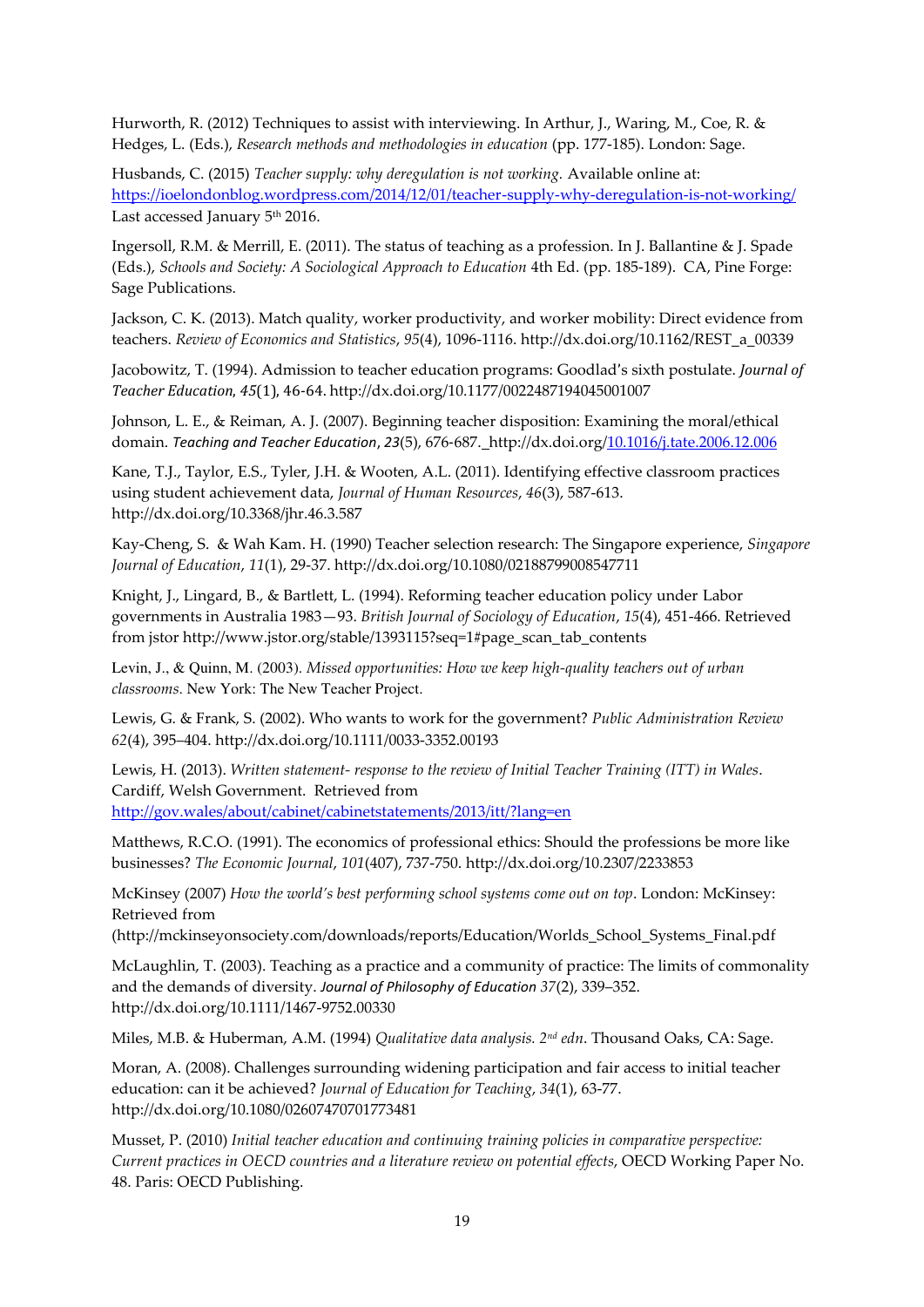Hurworth, R. (2012) Techniques to assist with interviewing. In Arthur, J., Waring, M., Coe, R. & Hedges, L. (Eds.), *Research methods and methodologies in education* (pp. 177-185). London: Sage.

Husbands, C. (2015) *Teacher supply: why deregulation is not working.* Available online at: https://ioelondonblog.wordpress.com/2014/12/01/teacher-supply-why-deregulation-is-not-working/ Last accessed January 5th 2016.

Ingersoll, R.M. & Merrill, E. (2011). The status of teaching as a profession. In J. Ballantine & J. Spade (Eds.), *Schools and Society: A Sociological Approach to Education* 4th Ed. (pp. 185-189). CA, Pine Forge: Sage Publications.

Jackson, C. K. (2013). Match quality, worker productivity, and worker mobility: Direct evidence from teachers. *Review of Economics and Statistics*, *95*(4), 1096-1116. http://dx.doi.org/10.1162/REST_a_00339

Jacobowitz, T. (1994). Admission to teacher education programs: Goodlad's sixth postulate. *Journal of Teacher Education*, *45*(1), 46-64. http://dx.doi.org/10.1177/0022487194045001007

Johnson, L. E., & Reiman, A. J. (2007). Beginning teacher disposition: Examining the moral/ethical domain. *Teaching and Teacher Education*, *23*(5), 676-687._http://dx.doi.org/10.1016/j.tate.2006.12.006

Kane, T.J., Taylor, E.S., Tyler, J.H. & Wooten, A.L. (2011). Identifying effective classroom practices using student achievement data, *Journal of Human Resources*, *46*(3), 587-613. http://dx.doi.org/10.3368/jhr.46.3.587

Kay-Cheng, S. & Wah Kam. H. (1990) Teacher selection research: The Singapore experience, *Singapore Journal of Education*, *11*(1), 29-37. http://dx.doi.org/10.1080/02188799008547711

Knight, J., Lingard, B., & Bartlett, L. (1994). Reforming teacher education policy under Labor governments in Australia 1983—93. *British Journal of Sociology of Education*, *15*(4), 451-466. Retrieved from jstor http://www.jstor.org/stable/1393115?seq=1#page_scan_tab_contents

Levin, J., & Quinn, M. (2003). *Missed opportunities: How we keep high-quality teachers out of urban classrooms*. New York: The New Teacher Project.

Lewis, G. & Frank, S. (2002). Who wants to work for the government? *Public Administration Review* *62*(4), 395–404. http://dx.doi.org/10.1111/0033-3352.00193

Lewis, H. (2013). *Written statement- response to the review of Initial Teacher Training (ITT) in Wales*. Cardiff, Welsh Government. Retrieved from http://gov.wales/about/cabinet/cabinetstatements/2013/itt/?lang=en

Matthews, R.C.O. (1991). The economics of professional ethics: Should the professions be more like businesses? *The Economic Journal*, *101*(407), 737-750. http://dx.doi.org/10.2307/2233853

McKinsey (2007) *How the world's best performing school systems come out on top*. London: McKinsey: Retrieved from (http://mckinseyonsociety.com/downloads/reports/Education/Worlds_School_Systems_Final.pdf

McLaughlin, T. (2003). Teaching as a practice and a community of practice: The limits of commonality and the demands of diversity. *Journal of Philosophy of Education* *37*(2), 339–352. http://dx.doi.org/10.1111/1467-9752.00330

Miles, M.B. & Huberman, A.M. (1994) *Qualitative data analysis. 2nd edn*. Thousand Oaks, CA: Sage.

Moran, A. (2008). Challenges surrounding widening participation and fair access to initial teacher education: can it be achieved? *Journal of Education for Teaching*, *34*(1), 63-77. http://dx.doi.org/10.1080/02607470701773481

Musset, P. (2010) *Initial teacher education and continuing training policies in comparative perspective: Current practices in OECD countries and a literature review on potential effects*, OECD Working Paper No. 48. Paris: OECD Publishing.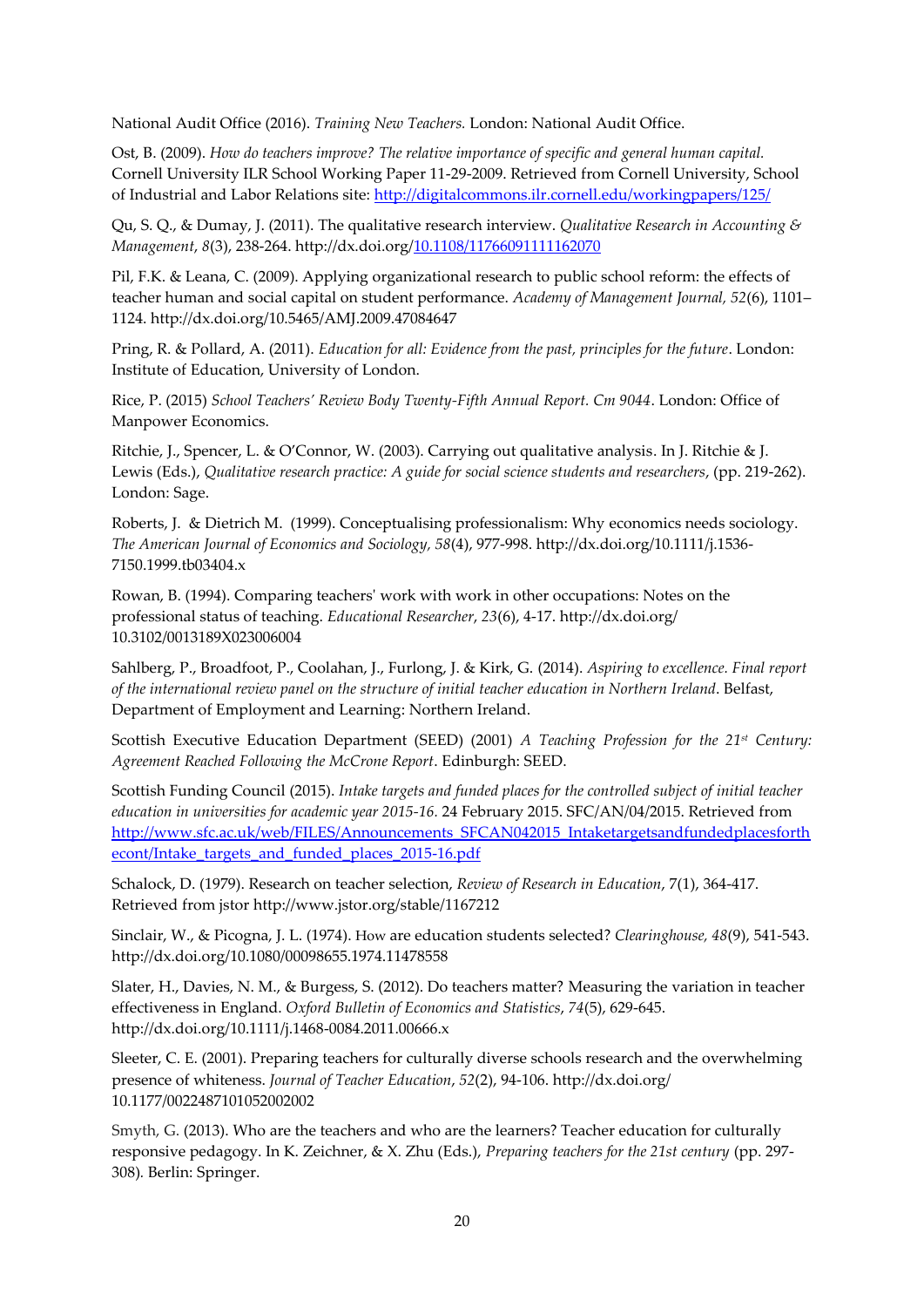National Audit Office (2016). *Training New Teachers.* London: National Audit Office.

Ost, B. (2009). *How do teachers improve? The relative importance of specific and general human capital.* Cornell University ILR School Working Paper 11-29-2009. Retrieved from Cornell University, School of Industrial and Labor Relations site: http://digitalcommons.ilr.cornell.edu/workingpapers/125/

Qu, S. Q., & Dumay, J. (2011). The qualitative research interview. *Qualitative Research in Accounting & Management*, *8*(3), 238-264. http://dx.doi.org/10.1108/11766091111162070

Pil, F.K. & Leana, C. (2009). Applying organizational research to public school reform: the effects of teacher human and social capital on student performance. *Academy of Management Journal, 52*(6), 1101–1124. http://dx.doi.org/10.5465/AMJ.2009.47084647

Pring, R. & Pollard, A. (2011). *Education for all: Evidence from the past, principles for the future*. London: Institute of Education, University of London.

Rice, P. (2015) *School Teachers' Review Body Twenty-Fifth Annual Report. Cm 9044*. London: Office of Manpower Economics.

Ritchie, J., Spencer, L. & O'Connor, W. (2003). Carrying out qualitative analysis. In J. Ritchie & J. Lewis (Eds.), *Qualitative research practice: A guide for social science students and researchers*, (pp. 219-262). London: Sage.

Roberts, J. & Dietrich M. (1999). Conceptualising professionalism: Why economics needs sociology. *The American Journal of Economics and Sociology, 58*(4), 977-998. http://dx.doi.org/10.1111/j.1536-7150.1999.tb03404.x

Rowan, B. (1994). Comparing teachers' work with work in other occupations: Notes on the professional status of teaching. *Educational Researcher*, *23*(6), 4-17. http://dx.doi.org/10.3102/0013189X023006004

Sahlberg, P., Broadfoot, P., Coolahan, J., Furlong, J. & Kirk, G. (2014). *Aspiring to excellence. Final report of the international review panel on the structure of initial teacher education in Northern Ireland*. Belfast, Department of Employment and Learning: Northern Ireland.

Scottish Executive Education Department (SEED) (2001) *A Teaching Profession for the 21st Century: Agreement Reached Following the McCrone Report*. Edinburgh: SEED.

Scottish Funding Council (2015). *Intake targets and funded places for the controlled subject of initial teacher education in universities for academic year 2015-16.* 24 February 2015. SFC/AN/04/2015. Retrieved from http://www.sfc.ac.uk/web/FILES/Announcements_SFCAN042015_Intaketargetsandfundedplacesforthecont/Intake_targets_and_funded_places_2015-16.pdf

Schalock, D. (1979). Research on teacher selection, *Review of Research in Education*, 7(1), 364-417. Retrieved from jstor http://www.jstor.org/stable/1167212

Sinclair, W., & Picogna, J. L. (1974). How are education students selected? *Clearinghouse, 48*(9), 541-543. http://dx.doi.org/10.1080/00098655.1974.11478558

Slater, H., Davies, N. M., & Burgess, S. (2012). Do teachers matter? Measuring the variation in teacher effectiveness in England. *Oxford Bulletin of Economics and Statistics*, *74*(5), 629-645. http://dx.doi.org/10.1111/j.1468-0084.2011.00666.x

Sleeter, C. E. (2001). Preparing teachers for culturally diverse schools research and the overwhelming presence of whiteness. *Journal of Teacher Education*, *52*(2), 94-106. http://dx.doi.org/10.1177/0022487101052002002

Smyth, G. (2013). Who are the teachers and who are the learners? Teacher education for culturally responsive pedagogy. In K. Zeichner, & X. Zhu (Eds.), *Preparing teachers for the 21st century* (pp. 297-308). Berlin: Springer.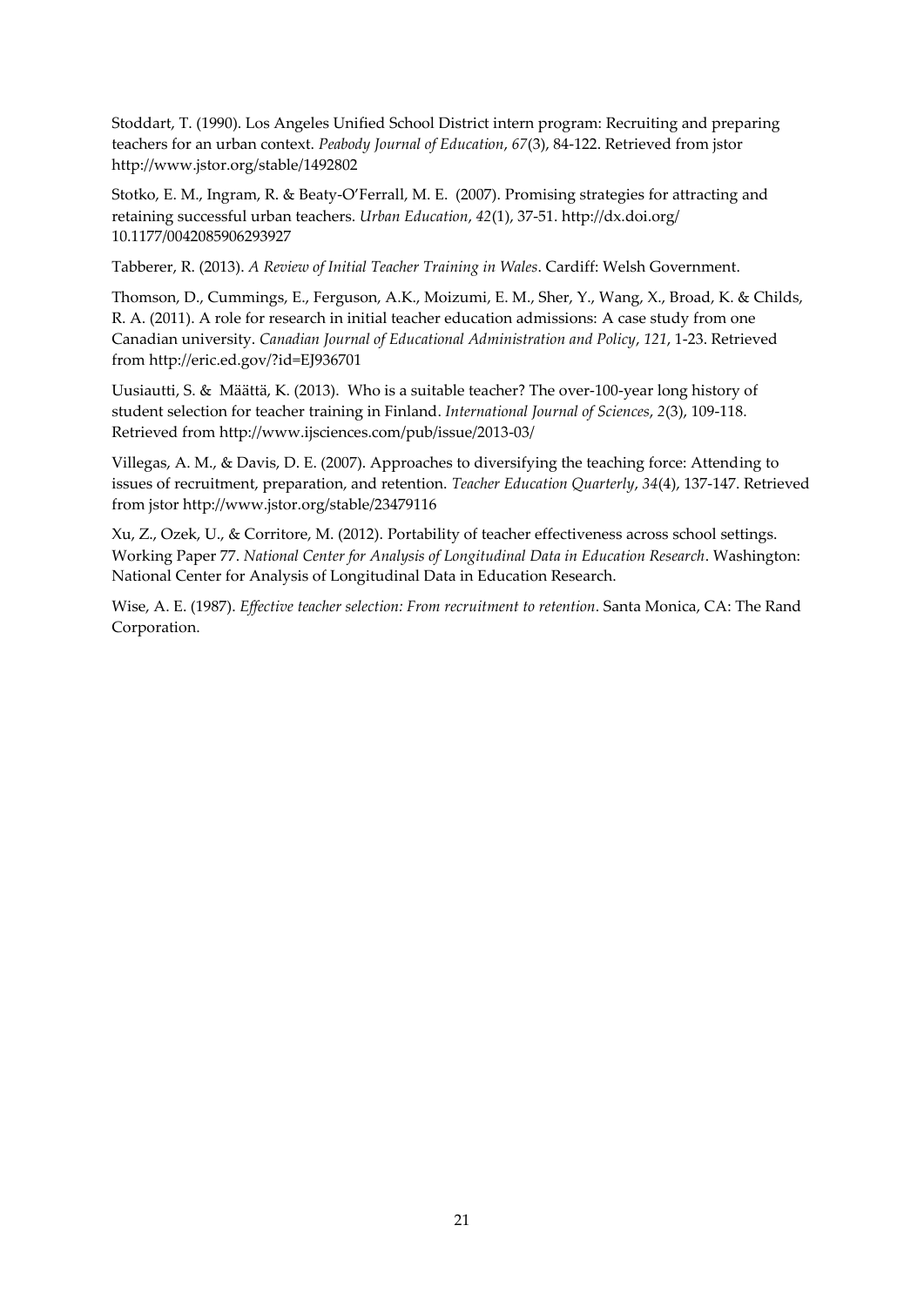Stoddart, T. (1990). Los Angeles Unified School District intern program: Recruiting and preparing teachers for an urban context. *Peabody Journal of Education*, *67*(3), 84-122. Retrieved from jstor http://www.jstor.org/stable/1492802

Stotko, E. M., Ingram, R. & Beaty-O'Ferrall, M. E. (2007). Promising strategies for attracting and retaining successful urban teachers. *Urban Education*, *42*(1), 37-51. http://dx.doi.org/10.1177/0042085906293927

Tabberer, R. (2013). *A Review of Initial Teacher Training in Wales*. Cardiff: Welsh Government.

Thomson, D., Cummings, E., Ferguson, A.K., Moizumi, E. M., Sher, Y., Wang, X., Broad, K. & Childs, R. A. (2011). A role for research in initial teacher education admissions: A case study from one Canadian university. *Canadian Journal of Educational Administration and Policy*, *121*, 1-23. Retrieved from http://eric.ed.gov/?id=EJ936701

Uusiautti, S. & Määttä, K. (2013). Who is a suitable teacher? The over-100-year long history of student selection for teacher training in Finland. *International Journal of Sciences*, *2*(3), 109-118. Retrieved from http://www.ijsciences.com/pub/issue/2013-03/

Villegas, A. M., & Davis, D. E. (2007). Approaches to diversifying the teaching force: Attending to issues of recruitment, preparation, and retention. *Teacher Education Quarterly*, *34*(4), 137-147. Retrieved from jstor http://www.jstor.org/stable/23479116

Xu, Z., Ozek, U., & Corritore, M. (2012). Portability of teacher effectiveness across school settings. Working Paper 77. *National Center for Analysis of Longitudinal Data in Education Research*. Washington: National Center for Analysis of Longitudinal Data in Education Research.

Wise, A. E. (1987). *Effective teacher selection: From recruitment to retention*. Santa Monica, CA: The Rand Corporation.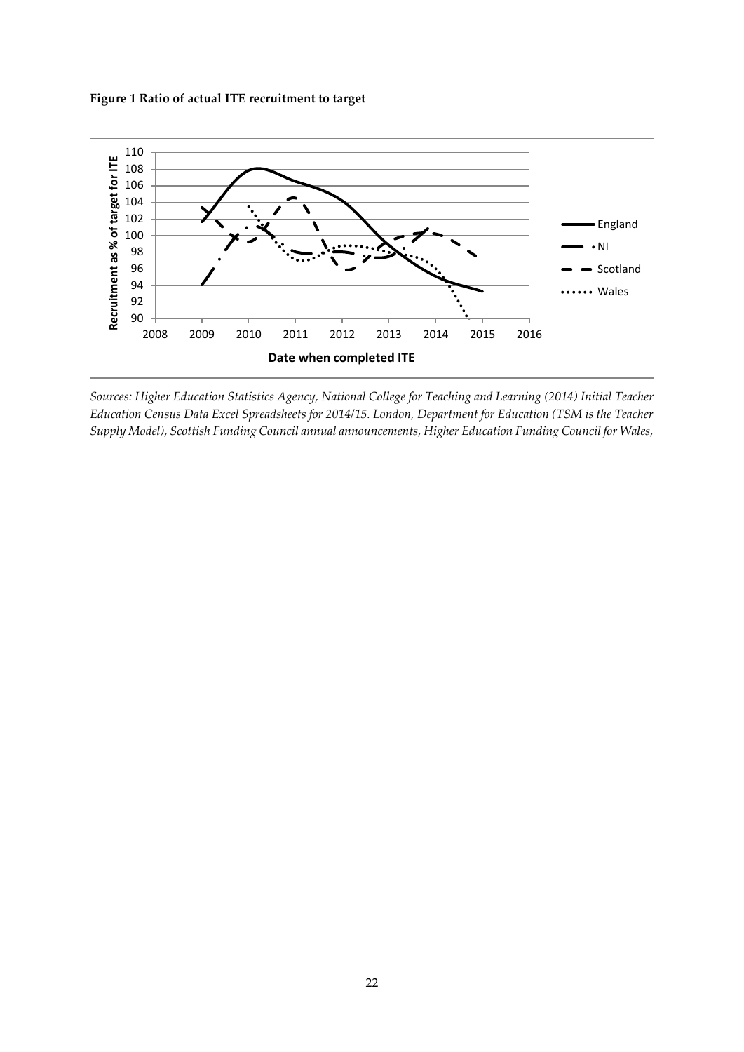**Figure 1 Ratio of actual ITE recruitment to target**

*Sources: Higher Education Statistics Agency, National College for Teaching and Learning (2014) Initial Teacher Education Census Data Excel Spreadsheets for 2014/15. London, Department for Education (TSM is the Teacher Supply Model), Scottish Funding Council annual announcements, Higher Education Funding Council for Wales,*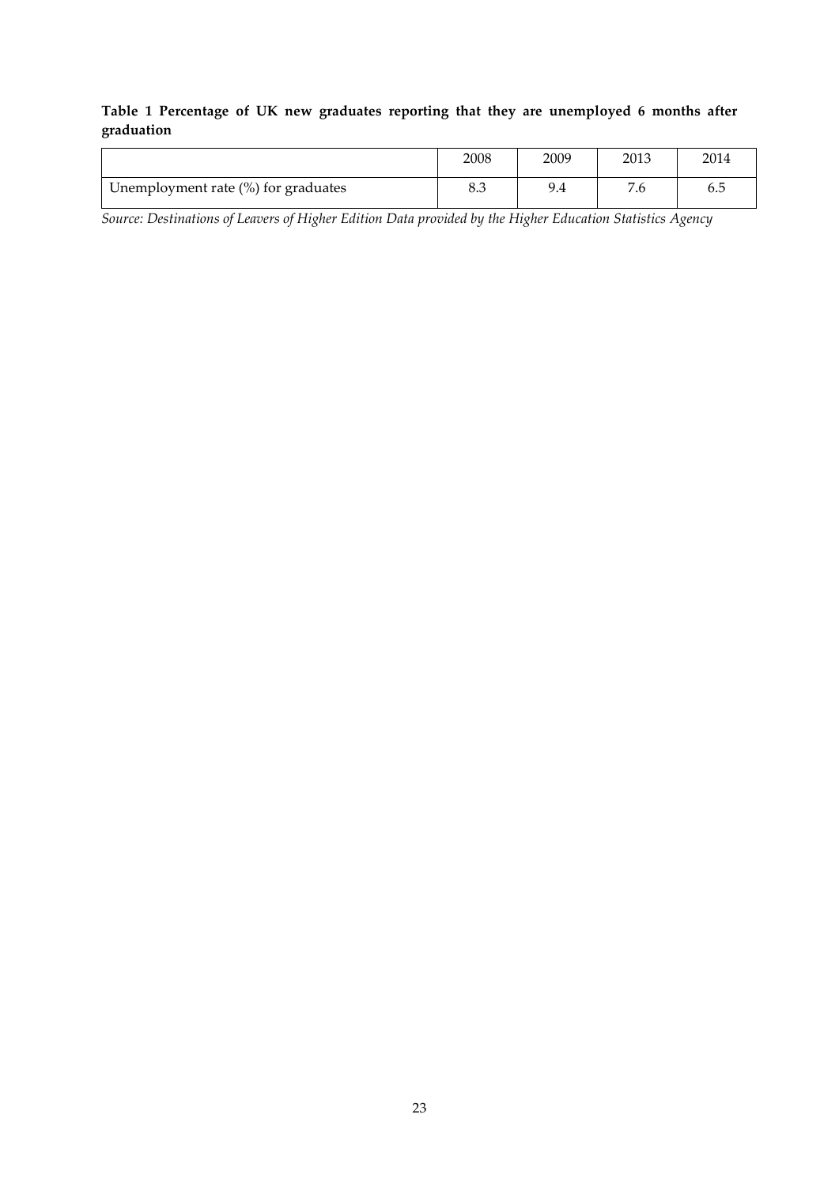**Table 1 Percentage of UK new graduates reporting that they are unemployed 6 months after graduation**

| | 2008 | 2009 | 2013 | 2014 |
|---|---|---|---|---|
| Unemployment rate (%) for graduates | 8.3 | 9.4 | 7.6 | 6.5 |

*Source: Destinations of Leavers of Higher Edition Data provided by the Higher Education Statistics Agency*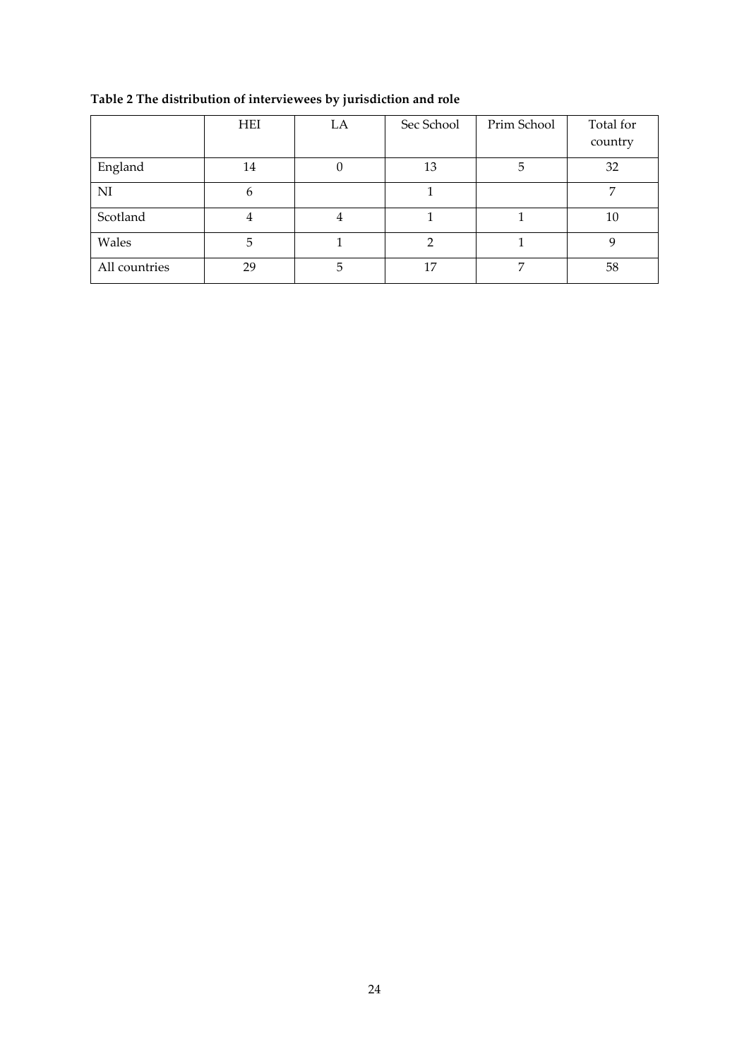**Table 2 The distribution of interviewees by jurisdiction and role**

| | HEI | LA | Sec School | Prim School | Total for country |
|---|---|---|---|---|---|
| England | 14 | 0 | 13 | 5 | 32 |
| NI | 6 | | 1 | | 7 |
| Scotland | 4 | 4 | 1 | 1 | 10 |
| Wales | 5 | 1 | 2 | 1 | 9 |
| All countries | 29 | 5 | 17 | 7 | 58 |